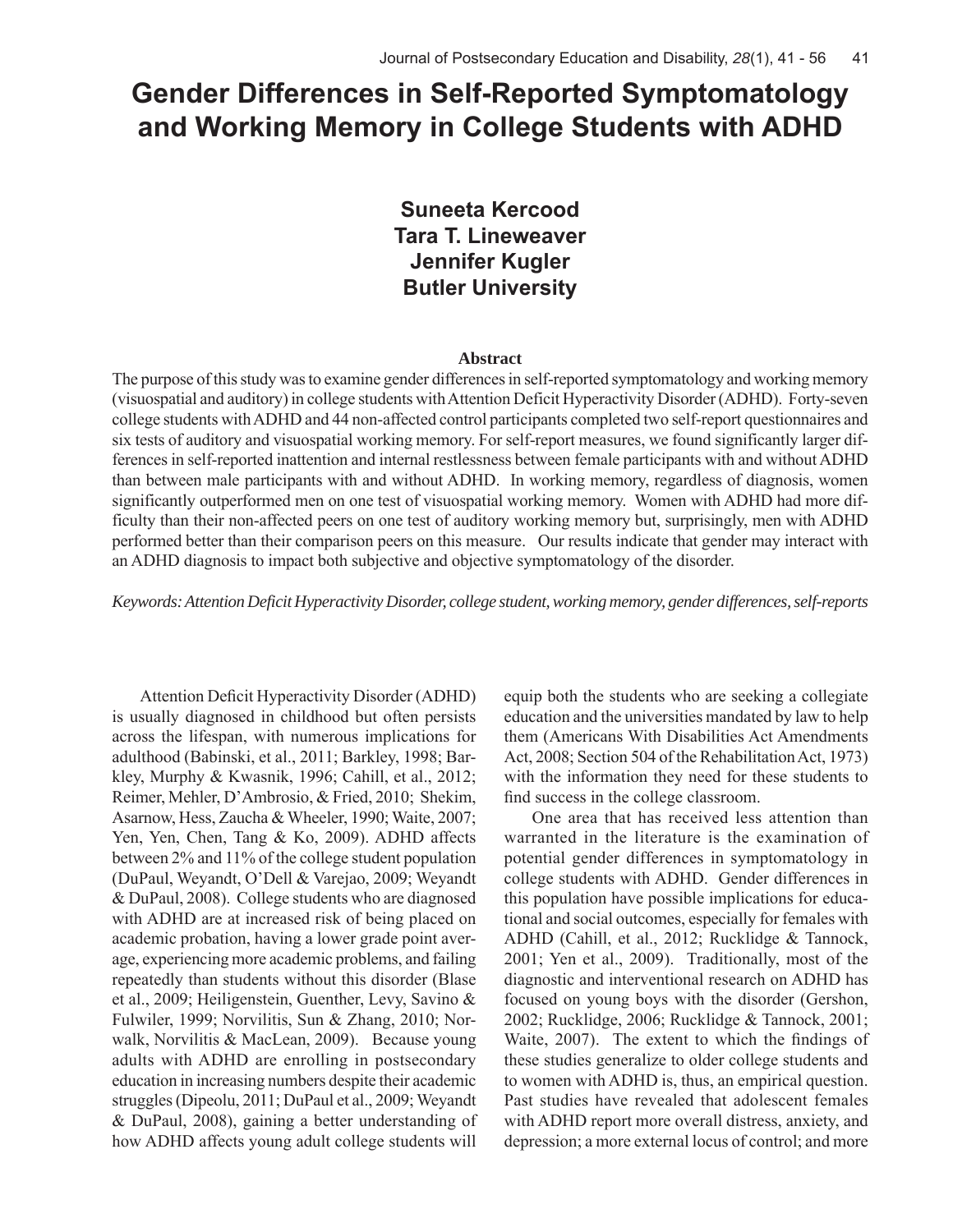# Gender Differences in Self-Reported Symptomatology and Working Memory in College Students with ADHD

**Suneeta Kercood**
**Tara T. Lineweaver**
**Jennifer Kugler**
**Butler University**

### Abstract

The purpose of this study was to examine gender differences in self-reported symptomatology and working memory (visuospatial and auditory) in college students with Attention Deficit Hyperactivity Disorder (ADHD). Forty-seven college students with ADHD and 44 non-affected control participants completed two self-report questionnaires and six tests of auditory and visuospatial working memory. For self-report measures, we found significantly larger differences in self-reported inattention and internal restlessness between female participants with and without ADHD than between male participants with and without ADHD. In working memory, regardless of diagnosis, women significantly outperformed men on one test of visuospatial working memory. Women with ADHD had more difficulty than their non-affected peers on one test of auditory working memory but, surprisingly, men with ADHD performed better than their comparison peers on this measure. Our results indicate that gender may interact with an ADHD diagnosis to impact both subjective and objective symptomatology of the disorder.

*Keywords: Attention Deficit Hyperactivity Disorder, college student, working memory, gender differences, self-reports*

Attention Deficit Hyperactivity Disorder (ADHD) is usually diagnosed in childhood but often persists across the lifespan, with numerous implications for adulthood (Babinski, et al., 2011; Barkley, 1998; Barkley, Murphy & Kwasnik, 1996; Cahill, et al., 2012; Reimer, Mehler, D'Ambrosio, & Fried, 2010; Shekim, Asarnow, Hess, Zaucha & Wheeler, 1990; Waite, 2007; Yen, Yen, Chen, Tang & Ko, 2009). ADHD affects between 2% and 11% of the college student population (DuPaul, Weyandt, O'Dell & Varejao, 2009; Weyandt & DuPaul, 2008). College students who are diagnosed with ADHD are at increased risk of being placed on academic probation, having a lower grade point average, experiencing more academic problems, and failing repeatedly than students without this disorder (Blase et al., 2009; Heiligenstein, Guenther, Levy, Savino & Fulwiler, 1999; Norvilitis, Sun & Zhang, 2010; Norwalk, Norvilitis & MacLean, 2009). Because young adults with ADHD are enrolling in postsecondary education in increasing numbers despite their academic struggles (Dipeolu, 2011; DuPaul et al., 2009; Weyandt & DuPaul, 2008), gaining a better understanding of how ADHD affects young adult college students will equip both the students who are seeking a collegiate education and the universities mandated by law to help them (Americans With Disabilities Act Amendments Act, 2008; Section 504 of the Rehabilitation Act, 1973) with the information they need for these students to find success in the college classroom.

One area that has received less attention than warranted in the literature is the examination of potential gender differences in symptomatology in college students with ADHD. Gender differences in this population have possible implications for educational and social outcomes, especially for females with ADHD (Cahill, et al., 2012; Rucklidge & Tannock, 2001; Yen et al., 2009). Traditionally, most of the diagnostic and interventional research on ADHD has focused on young boys with the disorder (Gershon, 2002; Rucklidge, 2006; Rucklidge & Tannock, 2001; Waite, 2007). The extent to which the findings of these studies generalize to older college students and to women with ADHD is, thus, an empirical question. Past studies have revealed that adolescent females with ADHD report more overall distress, anxiety, and depression; a more external locus of control; and more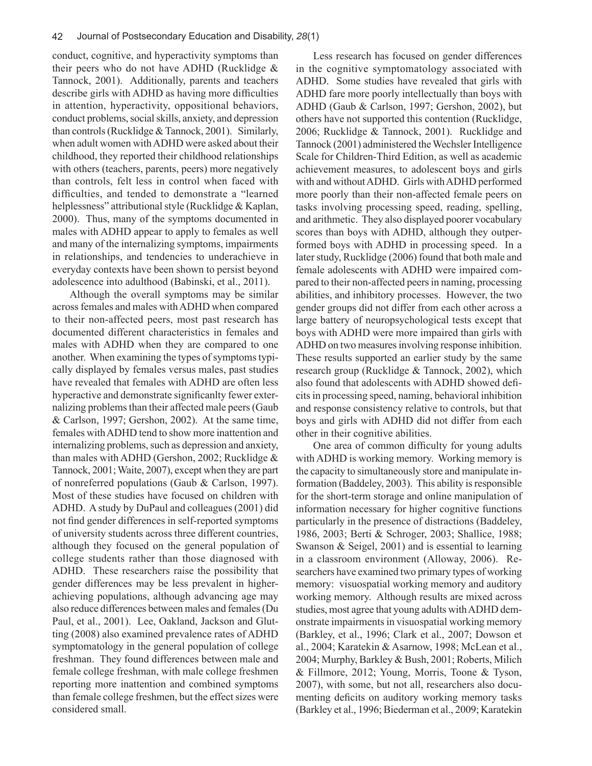conduct, cognitive, and hyperactivity symptoms than their peers who do not have ADHD (Rucklidge & Tannock, 2001). Additionally, parents and teachers describe girls with ADHD as having more difficulties in attention, hyperactivity, oppositional behaviors, conduct problems, social skills, anxiety, and depression than controls (Rucklidge & Tannock, 2001). Similarly, when adult women with ADHD were asked about their childhood, they reported their childhood relationships with others (teachers, parents, peers) more negatively than controls, felt less in control when faced with difficulties, and tended to demonstrate a "learned helplessness" attributional style (Rucklidge & Kaplan, 2000). Thus, many of the symptoms documented in males with ADHD appear to apply to females as well and many of the internalizing symptoms, impairments in relationships, and tendencies to underachieve in everyday contexts have been shown to persist beyond adolescence into adulthood (Babinski, et al., 2011).

Although the overall symptoms may be similar across females and males with ADHD when compared to their non-affected peers, most past research has documented different characteristics in females and males with ADHD when they are compared to one another. When examining the types of symptoms typically displayed by females versus males, past studies have revealed that females with ADHD are often less hyperactive and demonstrate significanlty fewer externalizing problems than their affected male peers (Gaub & Carlson, 1997; Gershon, 2002). At the same time, females with ADHD tend to show more inattention and internalizing problems, such as depression and anxiety, than males with ADHD (Gershon, 2002; Rucklidge & Tannock, 2001; Waite, 2007), except when they are part of nonreferred populations (Gaub & Carlson, 1997). Most of these studies have focused on children with ADHD. A study by DuPaul and colleagues (2001) did not find gender differences in self-reported symptoms of university students across three different countries, although they focused on the general population of college students rather than those diagnosed with ADHD. These researchers raise the possibility that gender differences may be less prevalent in higher-achieving populations, although advancing age may also reduce differences between males and females (Du Paul, et al., 2001). Lee, Oakland, Jackson and Glutting (2008) also examined prevalence rates of ADHD symptomatology in the general population of college freshman. They found differences between male and female college freshman, with male college freshmen reporting more inattention and combined symptoms than female college freshmen, but the effect sizes were considered small.

Less research has focused on gender differences in the cognitive symptomatology associated with ADHD. Some studies have revealed that girls with ADHD fare more poorly intellectually than boys with ADHD (Gaub & Carlson, 1997; Gershon, 2002), but others have not supported this contention (Rucklidge, 2006; Rucklidge & Tannock, 2001). Rucklidge and Tannock (2001) administered the Wechsler Intelligence Scale for Children-Third Edition, as well as academic achievement measures, to adolescent boys and girls with and without ADHD. Girls with ADHD performed more poorly than their non-affected female peers on tasks involving processing speed, reading, spelling, and arithmetic. They also displayed poorer vocabulary scores than boys with ADHD, although they outperformed boys with ADHD in processing speed. In a later study, Rucklidge (2006) found that both male and female adolescents with ADHD were impaired compared to their non-affected peers in naming, processing abilities, and inhibitory processes. However, the two gender groups did not differ from each other across a large battery of neuropsychological tests except that boys with ADHD were more impaired than girls with ADHD on two measures involving response inhibition. These results supported an earlier study by the same research group (Rucklidge & Tannock, 2002), which also found that adolescents with ADHD showed deficits in processing speed, naming, behavioral inhibition and response consistency relative to controls, but that boys and girls with ADHD did not differ from each other in their cognitive abilities.

One area of common difficulty for young adults with ADHD is working memory. Working memory is the capacity to simultaneously store and manipulate information (Baddeley, 2003). This ability is responsible for the short-term storage and online manipulation of information necessary for higher cognitive functions particularly in the presence of distractions (Baddeley, 1986, 2003; Berti & Schroger, 2003; Shallice, 1988; Swanson & Seigel, 2001) and is essential to learning in a classroom environment (Alloway, 2006). Researchers have examined two primary types of working memory: visuospatial working memory and auditory working memory. Although results are mixed across studies, most agree that young adults with ADHD demonstrate impairments in visuospatial working memory (Barkley, et al., 1996; Clark et al., 2007; Dowson et al., 2004; Karatekin & Asarnow, 1998; McLean et al., 2004; Murphy, Barkley & Bush, 2001; Roberts, Milich & Fillmore, 2012; Young, Morris, Toone & Tyson, 2007), with some, but not all, researchers also documenting deficits on auditory working memory tasks (Barkley et al., 1996; Biederman et al., 2009; Karatekin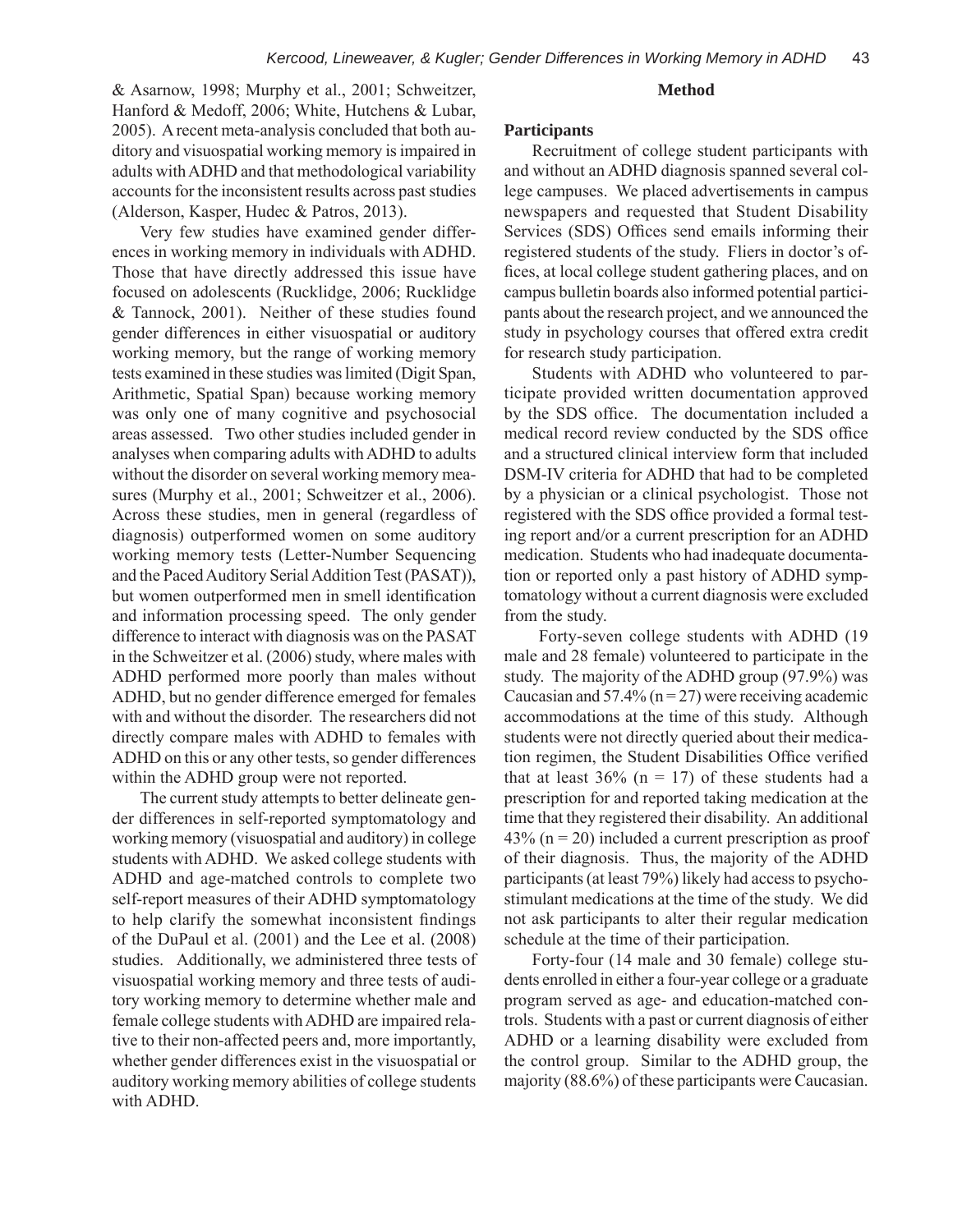& Asarnow, 1998; Murphy et al., 2001; Schweitzer, Hanford & Medoff, 2006; White, Hutchens & Lubar, 2005). A recent meta-analysis concluded that both auditory and visuospatial working memory is impaired in adults with ADHD and that methodological variability accounts for the inconsistent results across past studies (Alderson, Kasper, Hudec & Patros, 2013).

Very few studies have examined gender differences in working memory in individuals with ADHD. Those that have directly addressed this issue have focused on adolescents (Rucklidge, 2006; Rucklidge & Tannock, 2001). Neither of these studies found gender differences in either visuospatial or auditory working memory, but the range of working memory tests examined in these studies was limited (Digit Span, Arithmetic, Spatial Span) because working memory was only one of many cognitive and psychosocial areas assessed. Two other studies included gender in analyses when comparing adults with ADHD to adults without the disorder on several working memory measures (Murphy et al., 2001; Schweitzer et al., 2006). Across these studies, men in general (regardless of diagnosis) outperformed women on some auditory working memory tests (Letter-Number Sequencing and the Paced Auditory Serial Addition Test (PASAT)), but women outperformed men in smell identification and information processing speed. The only gender difference to interact with diagnosis was on the PASAT in the Schweitzer et al. (2006) study, where males with ADHD performed more poorly than males without ADHD, but no gender difference emerged for females with and without the disorder. The researchers did not directly compare males with ADHD to females with ADHD on this or any other tests, so gender differences within the ADHD group were not reported.

The current study attempts to better delineate gender differences in self-reported symptomatology and working memory (visuospatial and auditory) in college students with ADHD. We asked college students with ADHD and age-matched controls to complete two self-report measures of their ADHD symptomatology to help clarify the somewhat inconsistent findings of the DuPaul et al. (2001) and the Lee et al. (2008) studies. Additionally, we administered three tests of visuospatial working memory and three tests of auditory working memory to determine whether male and female college students with ADHD are impaired relative to their non-affected peers and, more importantly, whether gender differences exist in the visuospatial or auditory working memory abilities of college students with ADHD.

## Method

### Participants

Recruitment of college student participants with and without an ADHD diagnosis spanned several college campuses. We placed advertisements in campus newspapers and requested that Student Disability Services (SDS) Offices send emails informing their registered students of the study. Fliers in doctor's offices, at local college student gathering places, and on campus bulletin boards also informed potential participants about the research project, and we announced the study in psychology courses that offered extra credit for research study participation.

Students with ADHD who volunteered to participate provided written documentation approved by the SDS office. The documentation included a medical record review conducted by the SDS office and a structured clinical interview form that included DSM-IV criteria for ADHD that had to be completed by a physician or a clinical psychologist. Those not registered with the SDS office provided a formal testing report and/or a current prescription for an ADHD medication. Students who had inadequate documentation or reported only a past history of ADHD symptomatology without a current diagnosis were excluded from the study.

Forty-seven college students with ADHD (19 male and 28 female) volunteered to participate in the study. The majority of the ADHD group (97.9%) was Caucasian and 57.4% ($n = 27$) were receiving academic accommodations at the time of this study. Although students were not directly queried about their medication regimen, the Student Disabilities Office verified that at least 36% ($n = 17$) of these students had a prescription for and reported taking medication at the time that they registered their disability. An additional 43% ($n = 20$) included a current prescription as proof of their diagnosis. Thus, the majority of the ADHD participants (at least 79%) likely had access to psychostimulant medications at the time of the study. We did not ask participants to alter their regular medication schedule at the time of their participation.

Forty-four (14 male and 30 female) college students enrolled in either a four-year college or a graduate program served as age- and education-matched controls. Students with a past or current diagnosis of either ADHD or a learning disability were excluded from the control group. Similar to the ADHD group, the majority (88.6%) of these participants were Caucasian.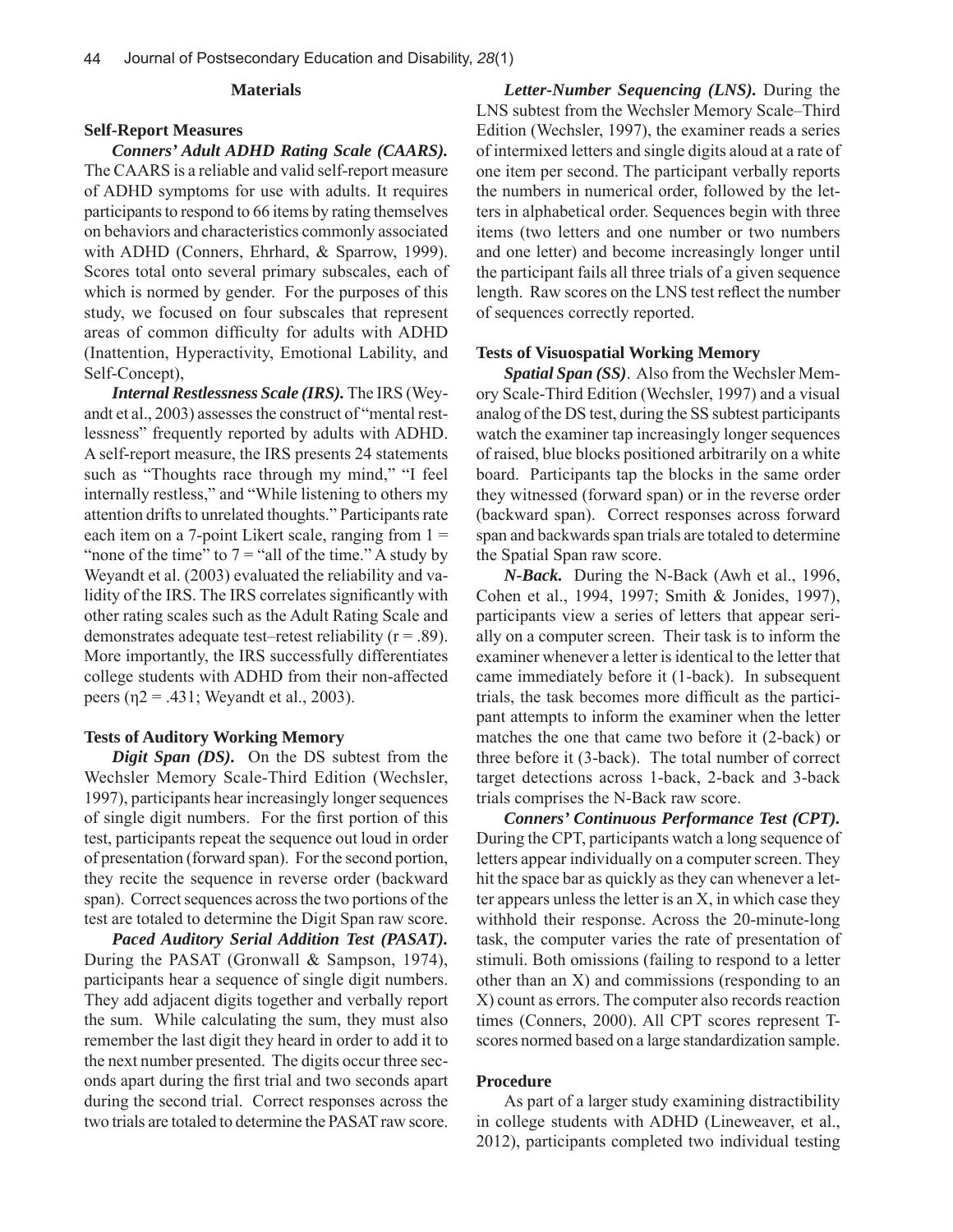## Materials

### Self-Report Measures

***Conners' Adult ADHD Rating Scale (CAARS).*** The CAARS is a reliable and valid self-report measure of ADHD symptoms for use with adults. It requires participants to respond to 66 items by rating themselves on behaviors and characteristics commonly associated with ADHD (Conners, Ehrhard, & Sparrow, 1999). Scores total onto several primary subscales, each of which is normed by gender. For the purposes of this study, we focused on four subscales that represent areas of common difficulty for adults with ADHD (Inattention, Hyperactivity, Emotional Lability, and Self-Concept),

***Internal Restlessness Scale (IRS).*** The IRS (Weyandt et al., 2003) assesses the construct of "mental restlessness" frequently reported by adults with ADHD. A self-report measure, the IRS presents 24 statements such as "Thoughts race through my mind," "I feel internally restless," and "While listening to others my attention drifts to unrelated thoughts." Participants rate each item on a 7-point Likert scale, ranging from 1 = "none of the time" to 7 = "all of the time." A study by Weyandt et al. (2003) evaluated the reliability and validity of the IRS. The IRS correlates significantly with other rating scales such as the Adult Rating Scale and demonstrates adequate test–retest reliability ($r = .89$). More importantly, the IRS successfully differentiates college students with ADHD from their non-affected peers ($\eta 2 = .431$; Weyandt et al., 2003).

### Tests of Auditory Working Memory

***Digit Span (DS).*** On the DS subtest from the Wechsler Memory Scale-Third Edition (Wechsler, 1997), participants hear increasingly longer sequences of single digit numbers. For the first portion of this test, participants repeat the sequence out loud in order of presentation (forward span). For the second portion, they recite the sequence in reverse order (backward span). Correct sequences across the two portions of the test are totaled to determine the Digit Span raw score.

***Paced Auditory Serial Addition Test (PASAT).*** During the PASAT (Gronwall & Sampson, 1974), participants hear a sequence of single digit numbers. They add adjacent digits together and verbally report the sum. While calculating the sum, they must also remember the last digit they heard in order to add it to the next number presented. The digits occur three seconds apart during the first trial and two seconds apart during the second trial. Correct responses across the two trials are totaled to determine the PASAT raw score.

***Letter-Number Sequencing (LNS).*** During the LNS subtest from the Wechsler Memory Scale–Third Edition (Wechsler, 1997), the examiner reads a series of intermixed letters and single digits aloud at a rate of one item per second. The participant verbally reports the numbers in numerical order, followed by the letters in alphabetical order. Sequences begin with three items (two letters and one number or two numbers and one letter) and become increasingly longer until the participant fails all three trials of a given sequence length. Raw scores on the LNS test reflect the number of sequences correctly reported.

### Tests of Visuospatial Working Memory

***Spatial Span (SS)***. Also from the Wechsler Memory Scale-Third Edition (Wechsler, 1997) and a visual analog of the DS test, during the SS subtest participants watch the examiner tap increasingly longer sequences of raised, blue blocks positioned arbitrarily on a white board. Participants tap the blocks in the same order they witnessed (forward span) or in the reverse order (backward span). Correct responses across forward span and backwards span trials are totaled to determine the Spatial Span raw score.

***N-Back.*** During the N-Back (Awh et al., 1996, Cohen et al., 1994, 1997; Smith & Jonides, 1997), participants view a series of letters that appear serially on a computer screen. Their task is to inform the examiner whenever a letter is identical to the letter that came immediately before it (1-back). In subsequent trials, the task becomes more difficult as the participant attempts to inform the examiner when the letter matches the one that came two before it (2-back) or three before it (3-back). The total number of correct target detections across 1-back, 2-back and 3-back trials comprises the N-Back raw score.

***Conners' Continuous Performance Test (CPT).*** During the CPT, participants watch a long sequence of letters appear individually on a computer screen. They hit the space bar as quickly as they can whenever a letter appears unless the letter is an X, in which case they withhold their response. Across the 20-minute-long task, the computer varies the rate of presentation of stimuli. Both omissions (failing to respond to a letter other than an X) and commissions (responding to an X) count as errors. The computer also records reaction times (Conners, 2000). All CPT scores represent T-scores normed based on a large standardization sample.

### Procedure

As part of a larger study examining distractibility in college students with ADHD (Lineweaver, et al., 2012), participants completed two individual testing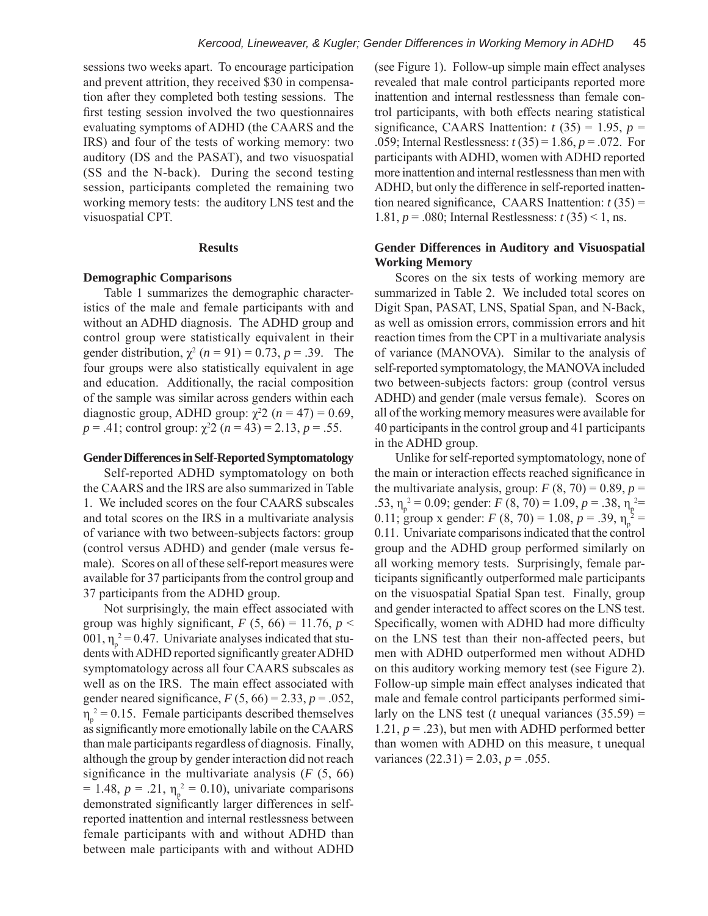sessions two weeks apart. To encourage participation and prevent attrition, they received $30 in compensation after they completed both testing sessions. The first testing session involved the two questionnaires evaluating symptoms of ADHD (the CAARS and the IRS) and four of the tests of working memory: two auditory (DS and the PASAT), and two visuospatial (SS and the N-back). During the second testing session, participants completed the remaining two working memory tests: the auditory LNS test and the visuospatial CPT.

## Results

### Demographic Comparisons

Table 1 summarizes the demographic characteristics of the male and female participants with and without an ADHD diagnosis. The ADHD group and control group were statistically equivalent in their gender distribution, $\chi^2$ ($n$ = 91) = 0.73, $p$ = .39. The four groups were also statistically equivalent in age and education. Additionally, the racial composition of the sample was similar across genders within each diagnostic group, ADHD group: $\chi^2 2$ ($n$ = 47) = 0.69, $p$ = .41; control group: $\chi^2 2$ ($n$ = 43) = 2.13, $p$ = .55.

### Gender Differences in Self-Reported Symptomatology

Self-reported ADHD symptomatology on both the CAARS and the IRS are also summarized in Table 1. We included scores on the four CAARS subscales and total scores on the IRS in a multivariate analysis of variance with two between-subjects factors: group (control versus ADHD) and gender (male versus female). Scores on all of these self-report measures were available for 37 participants from the control group and 37 participants from the ADHD group.

Not surprisingly, the main effect associated with group was highly significant, $F$ (5, 66) = 11.76, $p$ < 001, $\eta_p^2$ = 0.47. Univariate analyses indicated that students with ADHD reported significantly greater ADHD symptomatology across all four CAARS subscales as well as on the IRS. The main effect associated with gender neared significance, $F$ (5, 66) = 2.33, $p$ = .052, $\eta_p^2$ = 0.15. Female participants described themselves as significantly more emotionally labile on the CAARS than male participants regardless of diagnosis. Finally, although the group by gender interaction did not reach significance in the multivariate analysis ($F$ (5, 66) = 1.48, $p$ = .21, $\eta_p^2$ = 0.10), univariate comparisons demonstrated significantly larger differences in self-reported inattention and internal restlessness between female participants with and without ADHD than between male participants with and without ADHD (see Figure 1). Follow-up simple main effect analyses revealed that male control participants reported more inattention and internal restlessness than female control participants, with both effects nearing statistical significance, CAARS Inattention: $t$ (35) = 1.95, $p$ = .059; Internal Restlessness: $t$ (35) = 1.86, $p$ = .072. For participants with ADHD, women with ADHD reported more inattention and internal restlessness than men with ADHD, but only the difference in self-reported inattention neared significance, CAARS Inattention: $t$ (35) = 1.81, $p$ = .080; Internal Restlessness: $t$ (35) < 1, ns.

### Gender Differences in Auditory and Visuospatial Working Memory

Scores on the six tests of working memory are summarized in Table 2. We included total scores on Digit Span, PASAT, LNS, Spatial Span, and N-Back, as well as omission errors, commission errors and hit reaction times from the CPT in a multivariate analysis of variance (MANOVA). Similar to the analysis of self-reported symptomatology, the MANOVA included two between-subjects factors: group (control versus ADHD) and gender (male versus female). Scores on all of the working memory measures were available for 40 participants in the control group and 41 participants in the ADHD group.

Unlike for self-reported symptomatology, none of the main or interaction effects reached significance in the multivariate analysis, group: $F$ (8, 70) = 0.89, $p$ = .53, $\eta_p^2$ = 0.09; gender: $F$ (8, 70) = 1.09, $p$ = .38, $\eta_p^2$= 0.11; group x gender: $F$ (8, 70) = 1.08, $p$ = .39, $\eta_p^2$ = 0.11. Univariate comparisons indicated that the control group and the ADHD group performed similarly on all working memory tests. Surprisingly, female participants significantly outperformed male participants on the visuospatial Spatial Span test. Finally, group and gender interacted to affect scores on the LNS test. Specifically, women with ADHD had more difficulty on the LNS test than their non-affected peers, but men with ADHD outperformed men without ADHD on this auditory working memory test (see Figure 2). Follow-up simple main effect analyses indicated that male and female control participants performed similarly on the LNS test ($t$ unequal variances (35.59) = 1.21, $p$ = .23), but men with ADHD performed better than women with ADHD on this measure, t unequal variances (22.31) = 2.03, $p$ = .055.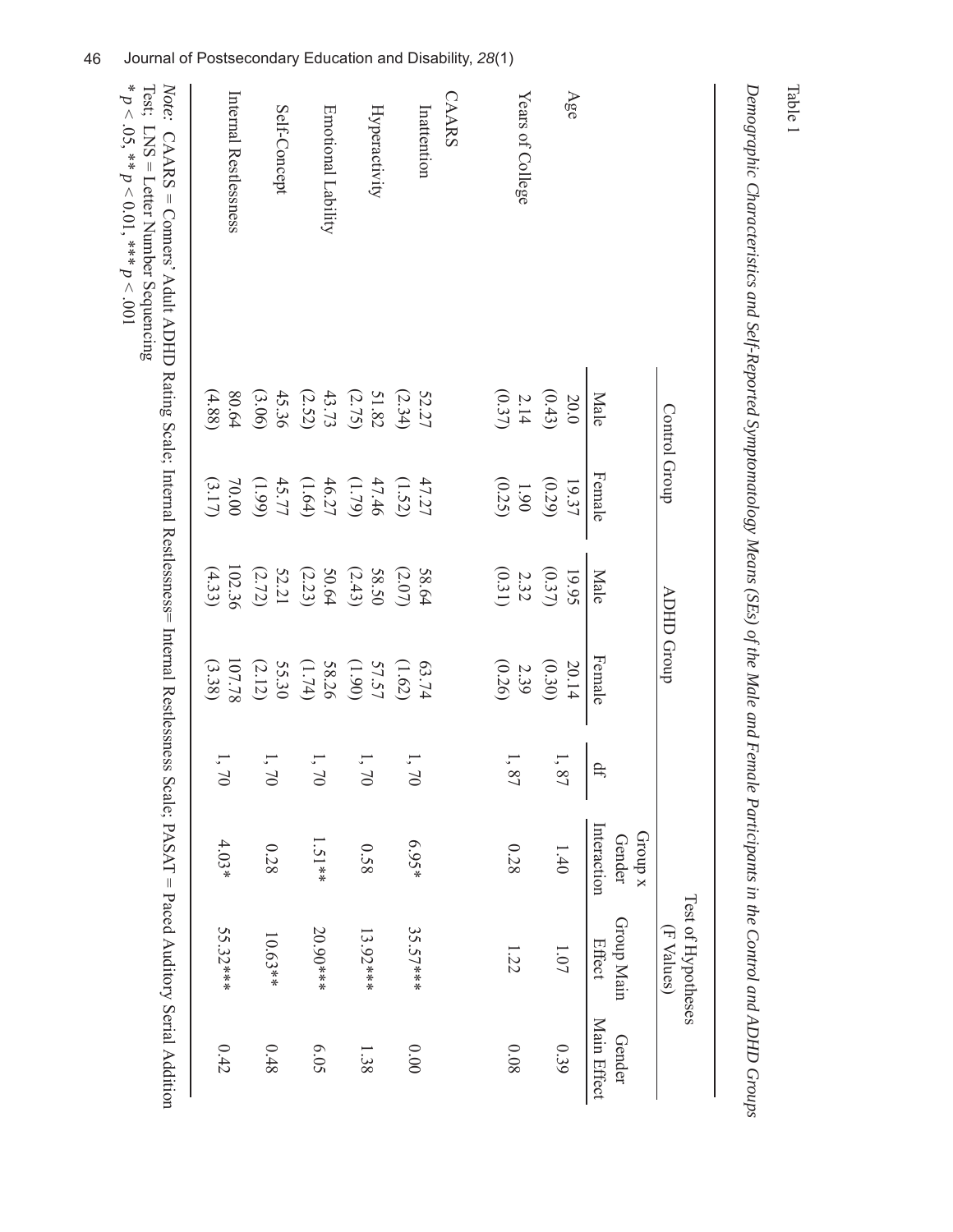Table 1

*Demographic Characteristics and Self-Reported Symptomatology Means (SEs) of the Male and Female Participants in the Control and ADHD Groups*

| | Control Group | | ADHD Group | | | Test of Hypotheses (F Values) | | |
|---|---|---|---|---|---|---|---|---|
| | Male | Female | Male | Female | df | Group x Gender Interaction | Group Main Effect | Gender Main Effect |
| Age | 20.0 (0.43) | 19.37 (0.29) | 19.95 (0.37) | 20.14 (0.30) | 1, 87 | 1.40 | 1.07 | 0.39 |
| Years of College | 2.14 (0.37) | 1.90 (0.25) | 2.32 (0.31) | 2.39 (0.26) | 1, 87 | 0.28 | 1.22 | 0.08 |
| CAARS | | | | | | | | |
| Inattention | 52.27 (2.34) | 47.27 (1.52) | 58.64 (2.07) | 63.74 (1.62) | 1, 70 | 6.95* | 35.57*** | 0.00 |
| Hyperactivity | 51.82 (2.75) | 47.46 (1.79) | 58.50 (2.43) | 57.57 (1.90) | 1, 70 | 0.58 | 13.92*** | 1.38 |
| Emotional Lability | 43.73 (2.52) | 46.27 (1.64) | 50.64 (2.23) | 58.26 (1.74) | 1, 70 | 1.51** | 20.90*** | 6.05 |
| Self-Concept | 45.36 (3.06) | 45.77 (1.99) | 52.21 (2.72) | 55.30 (2.12) | 1, 70 | 0.28 | 10.63** | 0.48 |
| Internal Restlessness | 80.64 (4.88) | 70.00 (3.17) | 102.36 (4.33) | 107.78 (3.38) | 1, 70 | 4.03* | 55.32*** | 0.42 |

*Note:* CAARS = Conners' Adult ADHD Rating Scale; Internal Restlessness= Internal Restlessness Scale; PASAT = Paced Auditory Serial Addition Test; LNS = Letter Number Sequencing

* $p < .05$, ** $p < 0.01$, *** $p < .001$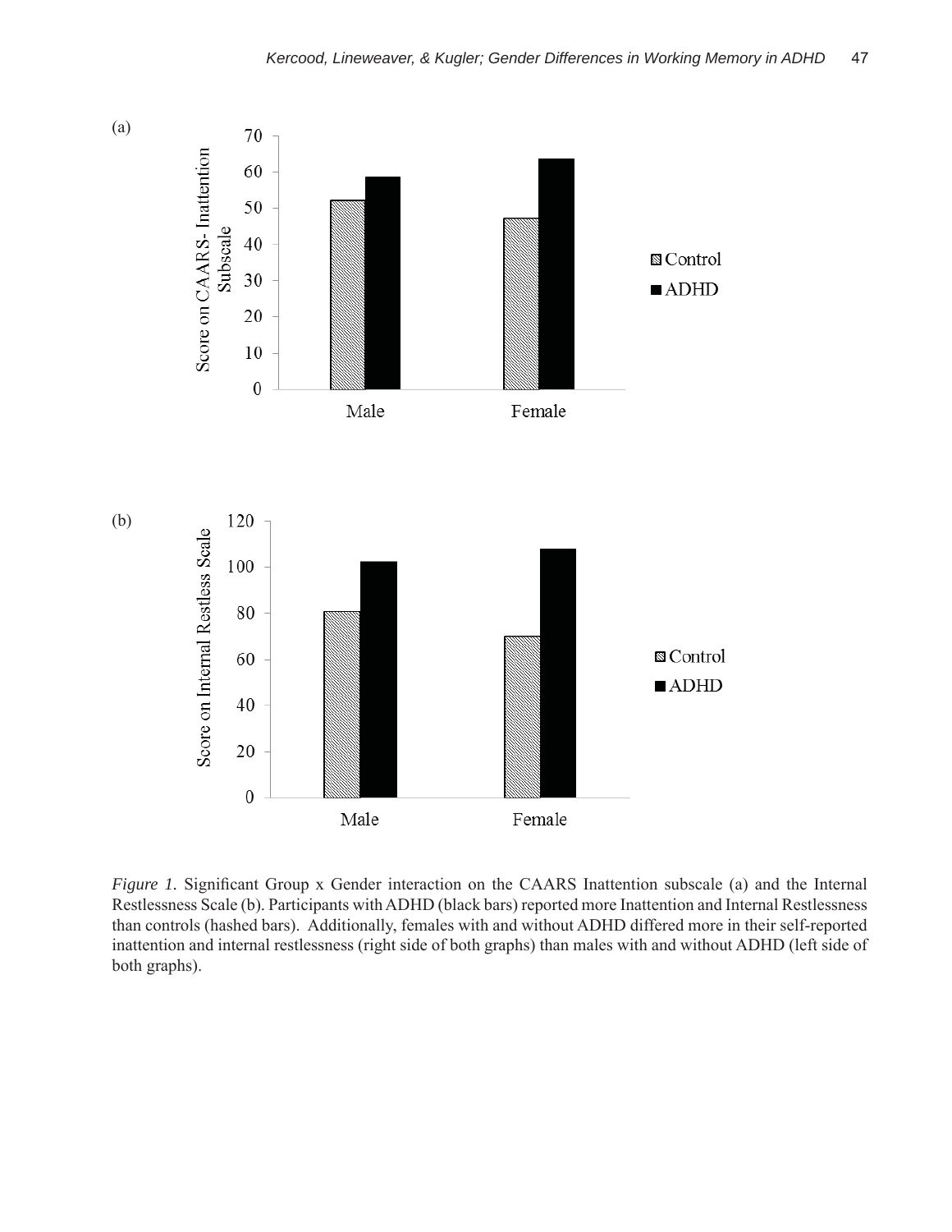*Figure 1*. Significant Group x Gender interaction on the CAARS Inattention subscale (a) and the Internal Restlessness Scale (b). Participants with ADHD (black bars) reported more Inattention and Internal Restlessness than controls (hashed bars). Additionally, females with and without ADHD differed more in their self-reported inattention and internal restlessness (right side of both graphs) than males with and without ADHD (left side of both graphs).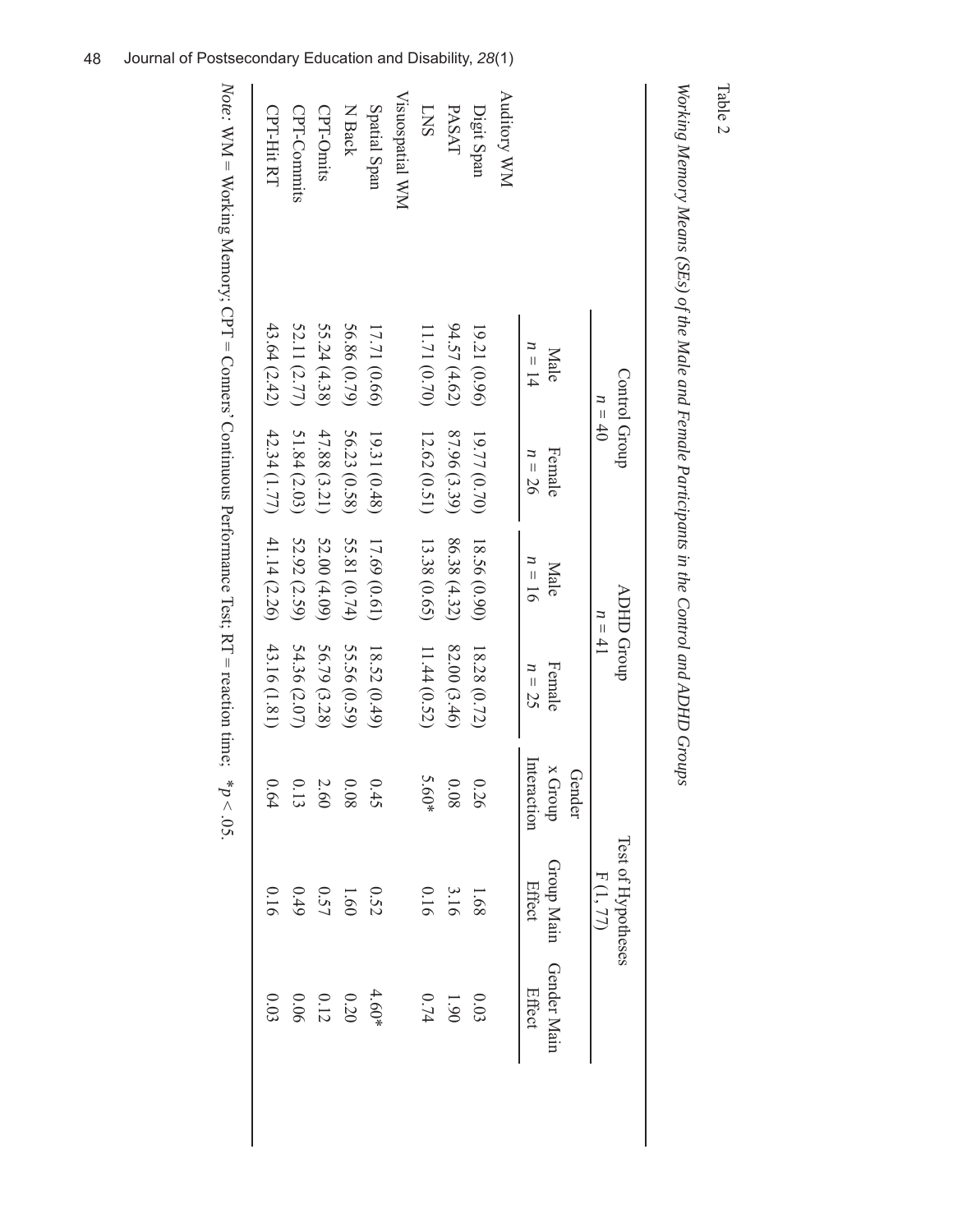Table 2

*Working Memory Means (SEs) of the Male and Female Participants in the Control and ADHD Groups*

| | Control Group $n = 40$ | | ADHD Group $n = 41$ | | Test of Hypotheses F (1, 77) | | |
|---|---|---|---|---|---|---|---|
| | Male $n = 14$ | Female $n = 26$ | Male $n = 16$ | Female $n = 25$ | Gender x Group Interaction | Group Main Effect | Gender Main Effect |
| Auditory WM | | | | | | | |
| Digit Span | 19.21 (0.96) | 19.77 (0.70) | 18.56 (0.90) | 18.28 (0.72) | 0.26 | 1.68 | 0.03 |
| PASAT | 94.57 (4.62) | 87.96 (3.39) | 86.38 (4.32) | 82.00 (3.46) | 0.08 | 3.16 | 1.90 |
| LNS | 11.71 (0.70) | 12.62 (0.51) | 13.38 (0.65) | 11.44 (0.52) | 5.60* | 0.16 | 0.74 |
| Visuospatial WM | | | | | | | |
| Spatial Span | 17.71 (0.66) | 19.31 (0.48) | 17.69 (0.61) | 18.52 (0.49) | 0.45 | 0.52 | 4.60* |
| N Back | 56.86 (0.79) | 56.23 (0.58) | 55.81 (0.74) | 55.56 (0.59) | 0.08 | 1.60 | 0.20 |
| CPT-Omits | 55.24 (4.38) | 47.88 (3.21) | 52.00 (4.09) | 56.79 (3.28) | 2.60 | 0.57 | 0.12 |
| CPT-Commits | 52.11 (2.77) | 51.84 (2.03) | 52.92 (2.59) | 54.36 (2.07) | 0.13 | 0.49 | 0.06 |
| CPT-Hit RT | 43.64 (2.42) | 42.34 (1.77) | 41.14 (2.26) | 43.16 (1.81) | 0.64 | 0.16 | 0.03 |

*Note:* WM = Working Memory; CPT = Conners' Continuous Performance Test; RT = reaction time; $*p < .05$.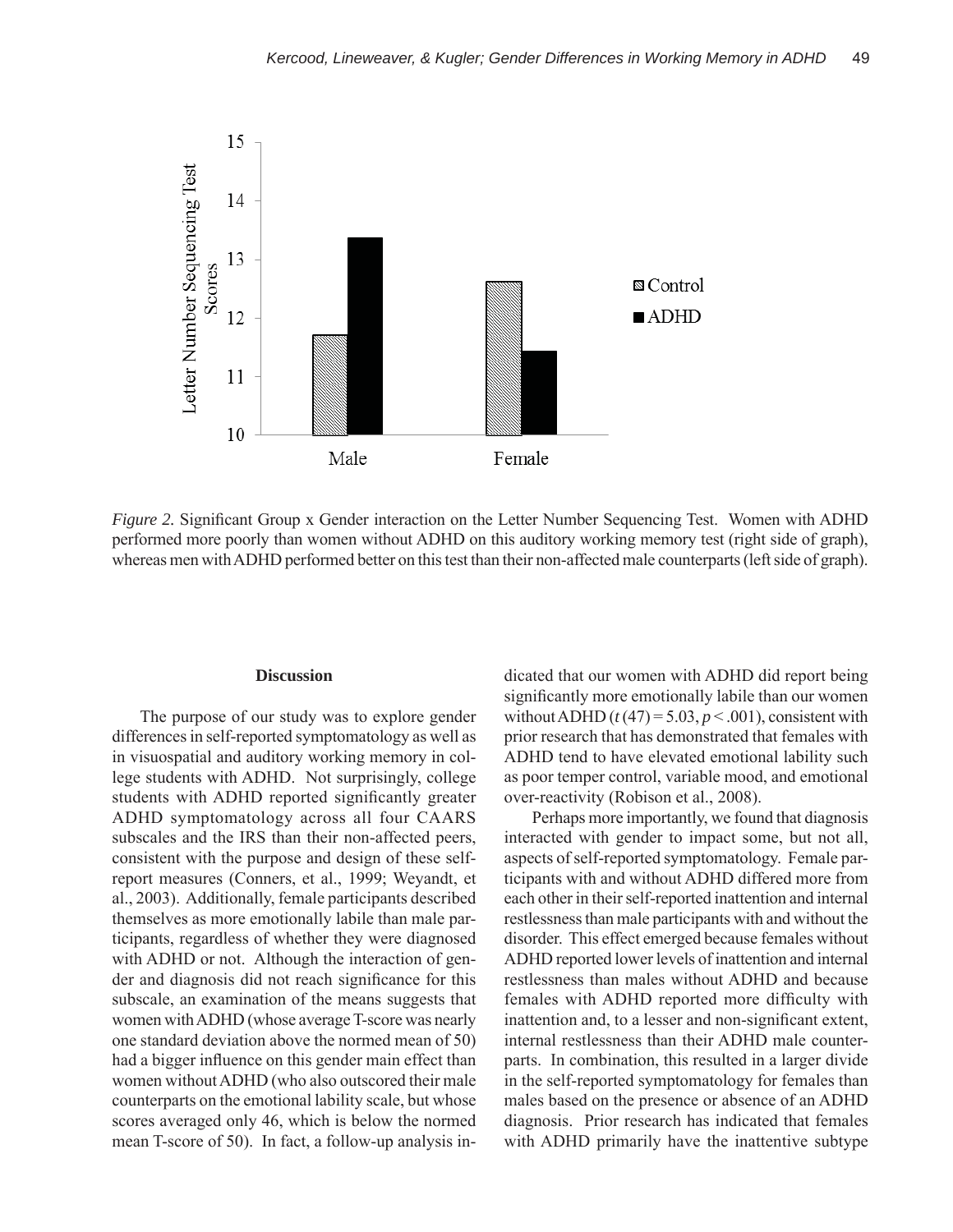*Figure 2.* Significant Group x Gender interaction on the Letter Number Sequencing Test. Women with ADHD performed more poorly than women without ADHD on this auditory working memory test (right side of graph), whereas men with ADHD performed better on this test than their non-affected male counterparts (left side of graph).

## Discussion

The purpose of our study was to explore gender differences in self-reported symptomatology as well as in visuospatial and auditory working memory in college students with ADHD. Not surprisingly, college students with ADHD reported significantly greater ADHD symptomatology across all four CAARS subscales and the IRS than their non-affected peers, consistent with the purpose and design of these self-report measures (Conners, et al., 1999; Weyandt, et al., 2003). Additionally, female participants described themselves as more emotionally labile than male participants, regardless of whether they were diagnosed with ADHD or not. Although the interaction of gender and diagnosis did not reach significance for this subscale, an examination of the means suggests that women with ADHD (whose average T-score was nearly one standard deviation above the normed mean of 50) had a bigger influence on this gender main effect than women without ADHD (who also outscored their male counterparts on the emotional lability scale, but whose scores averaged only 46, which is below the normed mean T-score of 50). In fact, a follow-up analysis indicated that our women with ADHD did report being significantly more emotionally labile than our women without ADHD ($t(47) = 5.03$, $p < .001$), consistent with prior research that has demonstrated that females with ADHD tend to have elevated emotional lability such as poor temper control, variable mood, and emotional over-reactivity (Robison et al., 2008).

Perhaps more importantly, we found that diagnosis interacted with gender to impact some, but not all, aspects of self-reported symptomatology. Female participants with and without ADHD differed more from each other in their self-reported inattention and internal restlessness than male participants with and without the disorder. This effect emerged because females without ADHD reported lower levels of inattention and internal restlessness than males without ADHD and because females with ADHD reported more difficulty with inattention and, to a lesser and non-significant extent, internal restlessness than their ADHD male counterparts. In combination, this resulted in a larger divide in the self-reported symptomatology for females than males based on the presence or absence of an ADHD diagnosis. Prior research has indicated that females with ADHD primarily have the inattentive subtype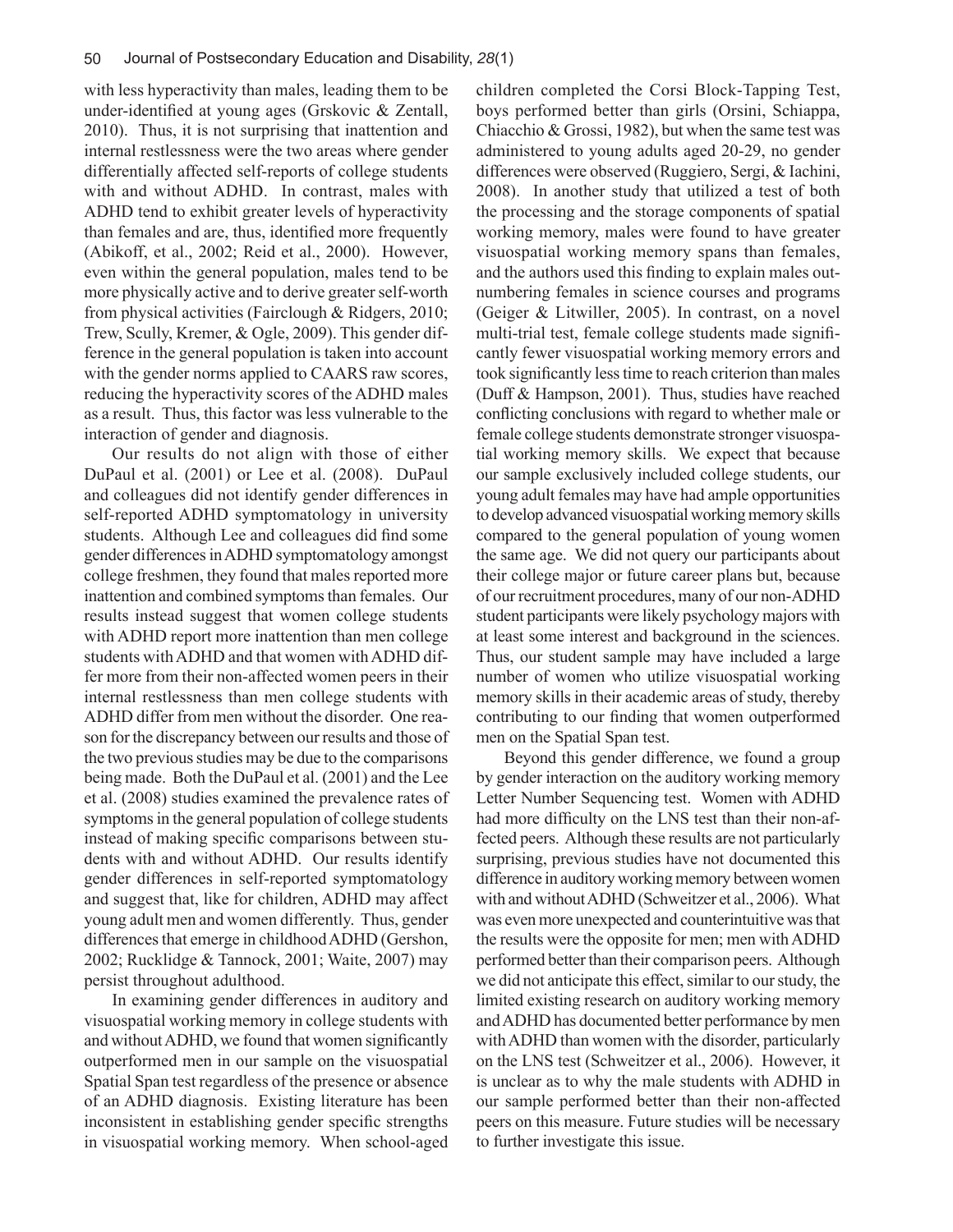with less hyperactivity than males, leading them to be under-identified at young ages (Grskovic & Zentall, 2010). Thus, it is not surprising that inattention and internal restlessness were the two areas where gender differentially affected self-reports of college students with and without ADHD. In contrast, males with ADHD tend to exhibit greater levels of hyperactivity than females and are, thus, identified more frequently (Abikoff, et al., 2002; Reid et al., 2000). However, even within the general population, males tend to be more physically active and to derive greater self-worth from physical activities (Fairclough & Ridgers, 2010; Trew, Scully, Kremer, & Ogle, 2009). This gender difference in the general population is taken into account with the gender norms applied to CAARS raw scores, reducing the hyperactivity scores of the ADHD males as a result. Thus, this factor was less vulnerable to the interaction of gender and diagnosis.

Our results do not align with those of either DuPaul et al. (2001) or Lee et al. (2008). DuPaul and colleagues did not identify gender differences in self-reported ADHD symptomatology in university students. Although Lee and colleagues did find some gender differences in ADHD symptomatology amongst college freshmen, they found that males reported more inattention and combined symptoms than females. Our results instead suggest that women college students with ADHD report more inattention than men college students with ADHD and that women with ADHD differ more from their non-affected women peers in their internal restlessness than men college students with ADHD differ from men without the disorder. One reason for the discrepancy between our results and those of the two previous studies may be due to the comparisons being made. Both the DuPaul et al. (2001) and the Lee et al. (2008) studies examined the prevalence rates of symptoms in the general population of college students instead of making specific comparisons between students with and without ADHD. Our results identify gender differences in self-reported symptomatology and suggest that, like for children, ADHD may affect young adult men and women differently. Thus, gender differences that emerge in childhood ADHD (Gershon, 2002; Rucklidge & Tannock, 2001; Waite, 2007) may persist throughout adulthood.

In examining gender differences in auditory and visuospatial working memory in college students with and without ADHD, we found that women significantly outperformed men in our sample on the visuospatial Spatial Span test regardless of the presence or absence of an ADHD diagnosis. Existing literature has been inconsistent in establishing gender specific strengths in visuospatial working memory. When school-aged children completed the Corsi Block-Tapping Test, boys performed better than girls (Orsini, Schiappa, Chiacchio & Grossi, 1982), but when the same test was administered to young adults aged 20-29, no gender differences were observed (Ruggiero, Sergi, & Iachini, 2008). In another study that utilized a test of both the processing and the storage components of spatial working memory, males were found to have greater visuospatial working memory spans than females, and the authors used this finding to explain males outnumbering females in science courses and programs (Geiger & Litwiller, 2005). In contrast, on a novel multi-trial test, female college students made significantly fewer visuospatial working memory errors and took significantly less time to reach criterion than males (Duff & Hampson, 2001). Thus, studies have reached conflicting conclusions with regard to whether male or female college students demonstrate stronger visuospatial working memory skills. We expect that because our sample exclusively included college students, our young adult females may have had ample opportunities to develop advanced visuospatial working memory skills compared to the general population of young women the same age. We did not query our participants about their college major or future career plans but, because of our recruitment procedures, many of our non-ADHD student participants were likely psychology majors with at least some interest and background in the sciences. Thus, our student sample may have included a large number of women who utilize visuospatial working memory skills in their academic areas of study, thereby contributing to our finding that women outperformed men on the Spatial Span test.

Beyond this gender difference, we found a group by gender interaction on the auditory working memory Letter Number Sequencing test. Women with ADHD had more difficulty on the LNS test than their non-affected peers. Although these results are not particularly surprising, previous studies have not documented this difference in auditory working memory between women with and without ADHD (Schweitzer et al., 2006). What was even more unexpected and counterintuitive was that the results were the opposite for men; men with ADHD performed better than their comparison peers. Although we did not anticipate this effect, similar to our study, the limited existing research on auditory working memory and ADHD has documented better performance by men with ADHD than women with the disorder, particularly on the LNS test (Schweitzer et al., 2006). However, it is unclear as to why the male students with ADHD in our sample performed better than their non-affected peers on this measure. Future studies will be necessary to further investigate this issue.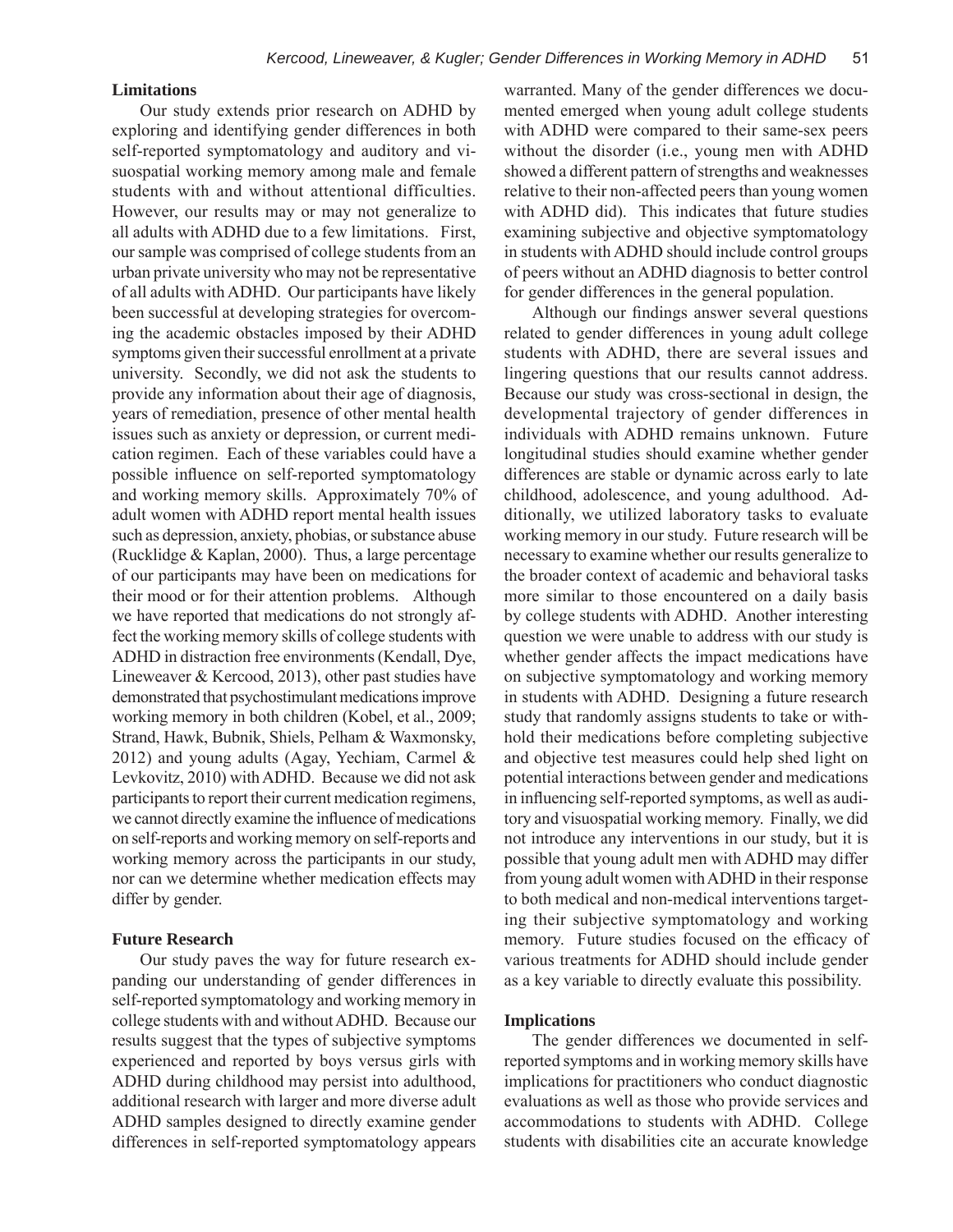### Limitations

Our study extends prior research on ADHD by exploring and identifying gender differences in both self-reported symptomatology and auditory and visuospatial working memory among male and female students with and without attentional difficulties. However, our results may or may not generalize to all adults with ADHD due to a few limitations. First, our sample was comprised of college students from an urban private university who may not be representative of all adults with ADHD. Our participants have likely been successful at developing strategies for overcoming the academic obstacles imposed by their ADHD symptoms given their successful enrollment at a private university. Secondly, we did not ask the students to provide any information about their age of diagnosis, years of remediation, presence of other mental health issues such as anxiety or depression, or current medication regimen. Each of these variables could have a possible influence on self-reported symptomatology and working memory skills. Approximately 70% of adult women with ADHD report mental health issues such as depression, anxiety, phobias, or substance abuse (Rucklidge & Kaplan, 2000). Thus, a large percentage of our participants may have been on medications for their mood or for their attention problems. Although we have reported that medications do not strongly affect the working memory skills of college students with ADHD in distraction free environments (Kendall, Dye, Lineweaver & Kercood, 2013), other past studies have demonstrated that psychostimulant medications improve working memory in both children (Kobel, et al., 2009; Strand, Hawk, Bubnik, Shiels, Pelham & Waxmonsky, 2012) and young adults (Agay, Yechiam, Carmel & Levkovitz, 2010) with ADHD. Because we did not ask participants to report their current medication regimens, we cannot directly examine the influence of medications on self-reports and working memory on self-reports and working memory across the participants in our study, nor can we determine whether medication effects may differ by gender.

### Future Research

Our study paves the way for future research expanding our understanding of gender differences in self-reported symptomatology and working memory in college students with and without ADHD. Because our results suggest that the types of subjective symptoms experienced and reported by boys versus girls with ADHD during childhood may persist into adulthood, additional research with larger and more diverse adult ADHD samples designed to directly examine gender differences in self-reported symptomatology appears warranted. Many of the gender differences we documented emerged when young adult college students with ADHD were compared to their same-sex peers without the disorder (i.e., young men with ADHD showed a different pattern of strengths and weaknesses relative to their non-affected peers than young women with ADHD did). This indicates that future studies examining subjective and objective symptomatology in students with ADHD should include control groups of peers without an ADHD diagnosis to better control for gender differences in the general population.

Although our findings answer several questions related to gender differences in young adult college students with ADHD, there are several issues and lingering questions that our results cannot address. Because our study was cross-sectional in design, the developmental trajectory of gender differences in individuals with ADHD remains unknown. Future longitudinal studies should examine whether gender differences are stable or dynamic across early to late childhood, adolescence, and young adulthood. Additionally, we utilized laboratory tasks to evaluate working memory in our study. Future research will be necessary to examine whether our results generalize to the broader context of academic and behavioral tasks more similar to those encountered on a daily basis by college students with ADHD. Another interesting question we were unable to address with our study is whether gender affects the impact medications have on subjective symptomatology and working memory in students with ADHD. Designing a future research study that randomly assigns students to take or withhold their medications before completing subjective and objective test measures could help shed light on potential interactions between gender and medications in influencing self-reported symptoms, as well as auditory and visuospatial working memory. Finally, we did not introduce any interventions in our study, but it is possible that young adult men with ADHD may differ from young adult women with ADHD in their response to both medical and non-medical interventions targeting their subjective symptomatology and working memory. Future studies focused on the efficacy of various treatments for ADHD should include gender as a key variable to directly evaluate this possibility.

### Implications

The gender differences we documented in self-reported symptoms and in working memory skills have implications for practitioners who conduct diagnostic evaluations as well as those who provide services and accommodations to students with ADHD. College students with disabilities cite an accurate knowledge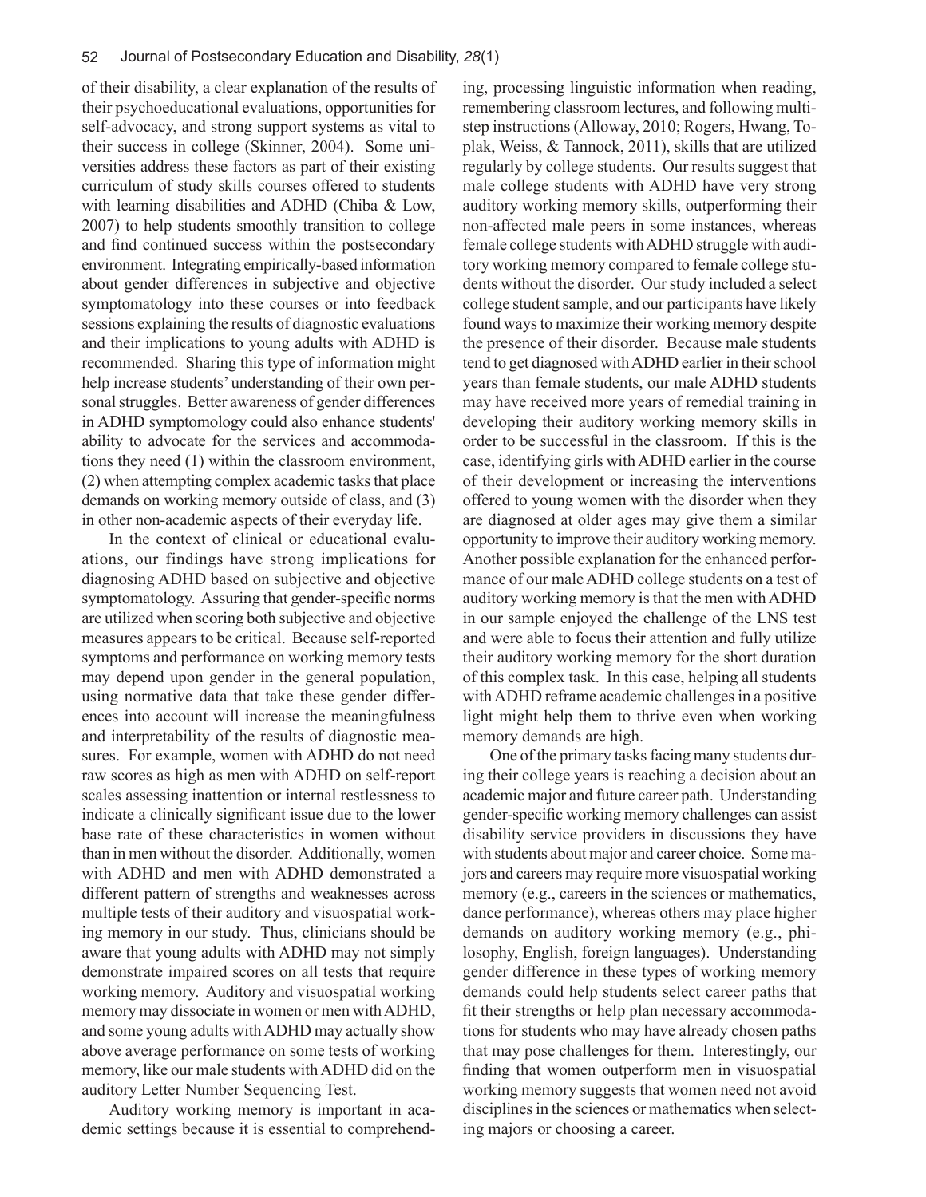of their disability, a clear explanation of the results of their psychoeducational evaluations, opportunities for self-advocacy, and strong support systems as vital to their success in college (Skinner, 2004). Some universities address these factors as part of their existing curriculum of study skills courses offered to students with learning disabilities and ADHD (Chiba & Low, 2007) to help students smoothly transition to college and find continued success within the postsecondary environment. Integrating empirically-based information about gender differences in subjective and objective symptomatology into these courses or into feedback sessions explaining the results of diagnostic evaluations and their implications to young adults with ADHD is recommended. Sharing this type of information might help increase students' understanding of their own personal struggles. Better awareness of gender differences in ADHD symptomology could also enhance students' ability to advocate for the services and accommodations they need (1) within the classroom environment, (2) when attempting complex academic tasks that place demands on working memory outside of class, and (3) in other non-academic aspects of their everyday life.

In the context of clinical or educational evaluations, our findings have strong implications for diagnosing ADHD based on subjective and objective symptomatology. Assuring that gender-specific norms are utilized when scoring both subjective and objective measures appears to be critical. Because self-reported symptoms and performance on working memory tests may depend upon gender in the general population, using normative data that take these gender differences into account will increase the meaningfulness and interpretability of the results of diagnostic measures. For example, women with ADHD do not need raw scores as high as men with ADHD on self-report scales assessing inattention or internal restlessness to indicate a clinically significant issue due to the lower base rate of these characteristics in women without than in men without the disorder. Additionally, women with ADHD and men with ADHD demonstrated a different pattern of strengths and weaknesses across multiple tests of their auditory and visuospatial working memory in our study. Thus, clinicians should be aware that young adults with ADHD may not simply demonstrate impaired scores on all tests that require working memory. Auditory and visuospatial working memory may dissociate in women or men with ADHD, and some young adults with ADHD may actually show above average performance on some tests of working memory, like our male students with ADHD did on the auditory Letter Number Sequencing Test.

Auditory working memory is important in academic settings because it is essential to comprehending, processing linguistic information when reading, remembering classroom lectures, and following multistep instructions (Alloway, 2010; Rogers, Hwang, Toplak, Weiss, & Tannock, 2011), skills that are utilized regularly by college students. Our results suggest that male college students with ADHD have very strong auditory working memory skills, outperforming their non-affected male peers in some instances, whereas female college students with ADHD struggle with auditory working memory compared to female college students without the disorder. Our study included a select college student sample, and our participants have likely found ways to maximize their working memory despite the presence of their disorder. Because male students tend to get diagnosed with ADHD earlier in their school years than female students, our male ADHD students may have received more years of remedial training in developing their auditory working memory skills in order to be successful in the classroom. If this is the case, identifying girls with ADHD earlier in the course of their development or increasing the interventions offered to young women with the disorder when they are diagnosed at older ages may give them a similar opportunity to improve their auditory working memory. Another possible explanation for the enhanced performance of our male ADHD college students on a test of auditory working memory is that the men with ADHD in our sample enjoyed the challenge of the LNS test and were able to focus their attention and fully utilize their auditory working memory for the short duration of this complex task. In this case, helping all students with ADHD reframe academic challenges in a positive light might help them to thrive even when working memory demands are high.

One of the primary tasks facing many students during their college years is reaching a decision about an academic major and future career path. Understanding gender-specific working memory challenges can assist disability service providers in discussions they have with students about major and career choice. Some majors and careers may require more visuospatial working memory (e.g., careers in the sciences or mathematics, dance performance), whereas others may place higher demands on auditory working memory (e.g., philosophy, English, foreign languages). Understanding gender difference in these types of working memory demands could help students select career paths that fit their strengths or help plan necessary accommodations for students who may have already chosen paths that may pose challenges for them. Interestingly, our finding that women outperform men in visuospatial working memory suggests that women need not avoid disciplines in the sciences or mathematics when selecting majors or choosing a career.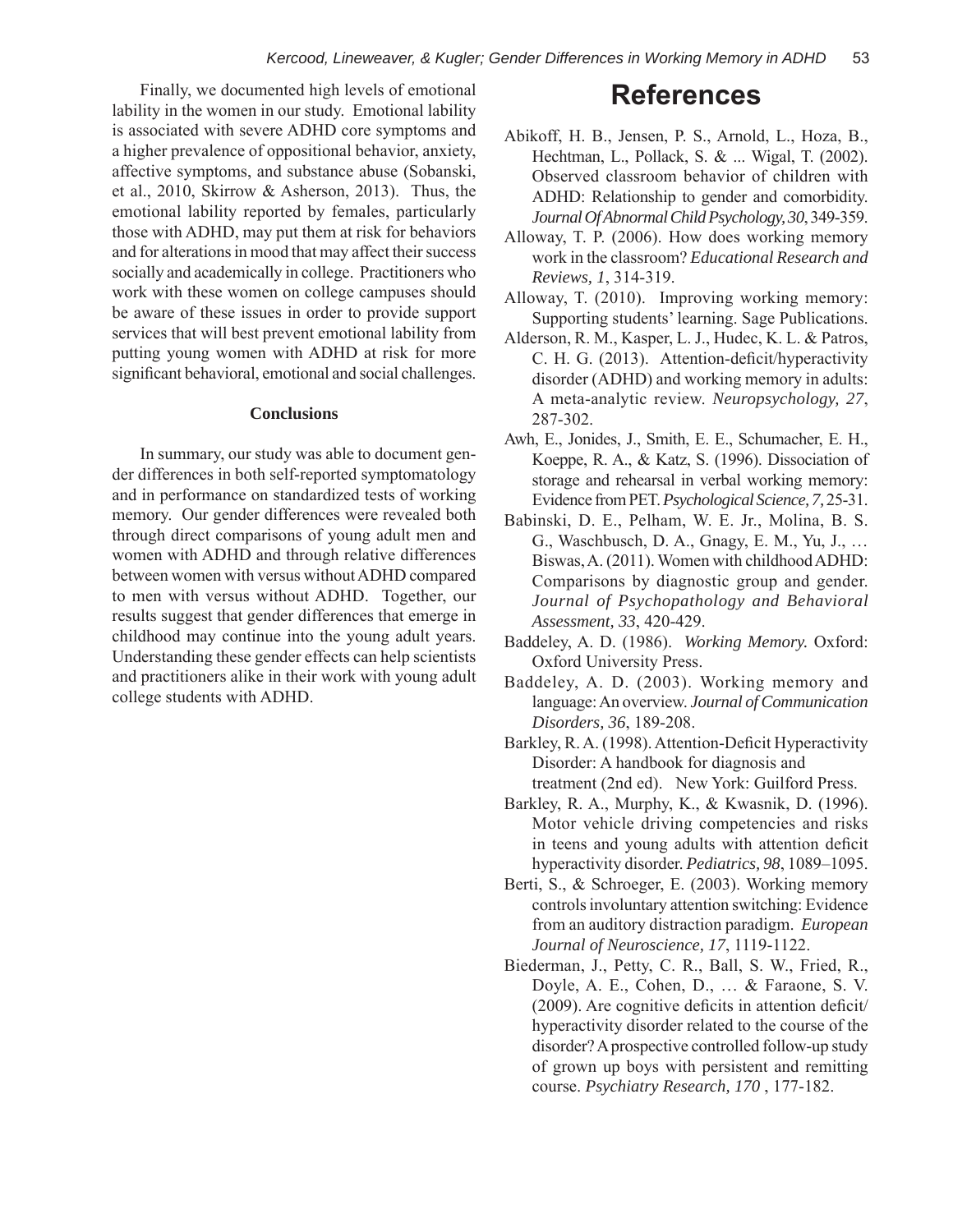Finally, we documented high levels of emotional lability in the women in our study. Emotional lability is associated with severe ADHD core symptoms and a higher prevalence of oppositional behavior, anxiety, affective symptoms, and substance abuse (Sobanski, et al., 2010, Skirrow & Asherson, 2013). Thus, the emotional lability reported by females, particularly those with ADHD, may put them at risk for behaviors and for alterations in mood that may affect their success socially and academically in college. Practitioners who work with these women on college campuses should be aware of these issues in order to provide support services that will best prevent emotional lability from putting young women with ADHD at risk for more significant behavioral, emotional and social challenges.

### Conclusions

In summary, our study was able to document gender differences in both self-reported symptomatology and in performance on standardized tests of working memory. Our gender differences were revealed both through direct comparisons of young adult men and women with ADHD and through relative differences between women with versus without ADHD compared to men with versus without ADHD. Together, our results suggest that gender differences that emerge in childhood may continue into the young adult years. Understanding these gender effects can help scientists and practitioners alike in their work with young adult college students with ADHD.

## References

Abikoff, H. B., Jensen, P. S., Arnold, L., Hoza, B., Hechtman, L., Pollack, S. & ... Wigal, T. (2002). Observed classroom behavior of children with ADHD: Relationship to gender and comorbidity. *Journal Of Abnormal Child Psychology, 30*, 349-359.

Alloway, T. P. (2006). How does working memory work in the classroom? *Educational Research and Reviews, 1*, 314-319.

Alloway, T. (2010). Improving working memory: Supporting students' learning. Sage Publications.

Alderson, R. M., Kasper, L. J., Hudec, K. L. & Patros, C. H. G. (2013). Attention-deficit/hyperactivity disorder (ADHD) and working memory in adults: A meta-analytic review. *Neuropsychology, 27*, 287-302.

Awh, E., Jonides, J., Smith, E. E., Schumacher, E. H., Koeppe, R. A., & Katz, S. (1996). Dissociation of storage and rehearsal in verbal working memory: Evidence from PET. *Psychological Science, 7,* 25-31.

Babinski, D. E., Pelham, W. E. Jr., Molina, B. S. G., Waschbusch, D. A., Gnagy, E. M., Yu, J., … Biswas, A. (2011). Women with childhood ADHD: Comparisons by diagnostic group and gender. *Journal of Psychopathology and Behavioral Assessment, 33*, 420-429.

Baddeley, A. D. (1986). *Working Memory.* Oxford: Oxford University Press.

Baddeley, A. D. (2003). Working memory and language: An overview. *Journal of Communication Disorders, 36*, 189-208.

Barkley, R. A. (1998). Attention-Deficit Hyperactivity Disorder: A handbook for diagnosis and treatment (2nd ed). New York: Guilford Press.

Barkley, R. A., Murphy, K., & Kwasnik, D. (1996). Motor vehicle driving competencies and risks in teens and young adults with attention deficit hyperactivity disorder. *Pediatrics, 98*, 1089–1095.

Berti, S., & Schroeger, E. (2003). Working memory controls involuntary attention switching: Evidence from an auditory distraction paradigm. *European Journal of Neuroscience, 17*, 1119-1122.

Biederman, J., Petty, C. R., Ball, S. W., Fried, R., Doyle, A. E., Cohen, D., … & Faraone, S. V. (2009). Are cognitive deficits in attention deficit/hyperactivity disorder related to the course of the disorder? A prospective controlled follow-up study of grown up boys with persistent and remitting course. *Psychiatry Research, 170* , 177-182.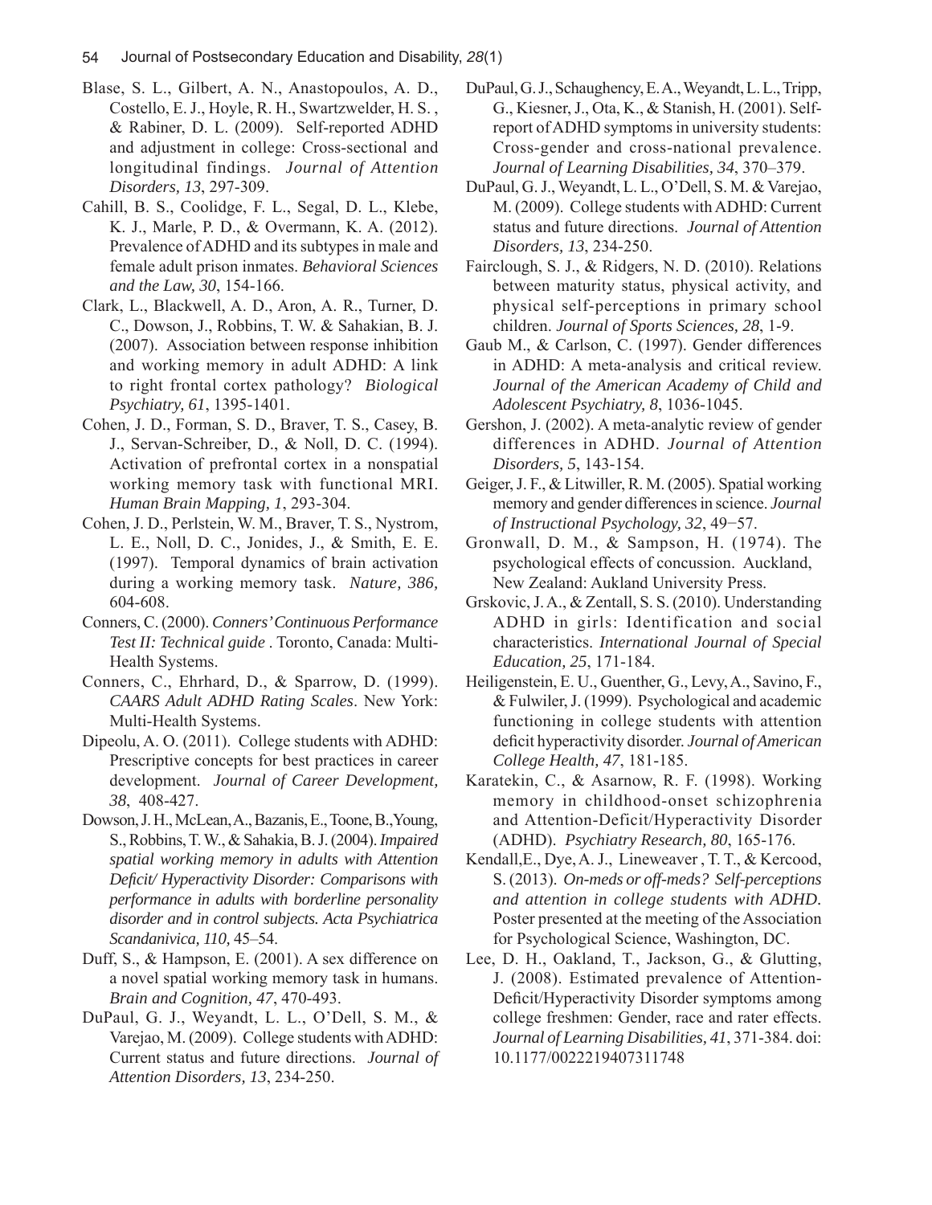Blase, S. L., Gilbert, A. N., Anastopoulos, A. D., Costello, E. J., Hoyle, R. H., Swartzwelder, H. S. , & Rabiner, D. L. (2009). Self-reported ADHD and adjustment in college: Cross-sectional and longitudinal findings. *Journal of Attention Disorders, 13*, 297-309.

Cahill, B. S., Coolidge, F. L., Segal, D. L., Klebe, K. J., Marle, P. D., & Overmann, K. A. (2012). Prevalence of ADHD and its subtypes in male and female adult prison inmates. *Behavioral Sciences and the Law, 30*, 154-166.

Clark, L., Blackwell, A. D., Aron, A. R., Turner, D. C., Dowson, J., Robbins, T. W. & Sahakian, B. J. (2007). Association between response inhibition and working memory in adult ADHD: A link to right frontal cortex pathology? *Biological Psychiatry, 61*, 1395-1401.

Cohen, J. D., Forman, S. D., Braver, T. S., Casey, B. J., Servan-Schreiber, D., & Noll, D. C. (1994). Activation of prefrontal cortex in a nonspatial working memory task with functional MRI. *Human Brain Mapping, 1*, 293-304.

Cohen, J. D., Perlstein, W. M., Braver, T. S., Nystrom, L. E., Noll, D. C., Jonides, J., & Smith, E. E. (1997). Temporal dynamics of brain activation during a working memory task. *Nature, 386,* 604-608.

Conners, C. (2000). *Conners' Continuous Performance Test II: Technical guide* . Toronto, Canada: Multi-Health Systems.

Conners, C., Ehrhard, D., & Sparrow, D. (1999). *CAARS Adult ADHD Rating Scales*. New York: Multi-Health Systems.

Dipeolu, A. O. (2011). College students with ADHD: Prescriptive concepts for best practices in career development. *Journal of Career Development, 38*, 408-427.

Dowson, J. H., McLean, A., Bazanis, E., Toone, B., Young, S., Robbins, T. W., & Sahakia, B. J. (2004). *Impaired spatial working memory in adults with Attention Deficit/ Hyperactivity Disorder: Comparisons with performance in adults with borderline personality disorder and in control subjects. Acta Psychiatrica Scandanivica, 110,* 45–54.

Duff, S., & Hampson, E. (2001). A sex difference on a novel spatial working memory task in humans. *Brain and Cognition, 47*, 470-493.

DuPaul, G. J., Weyandt, L. L., O'Dell, S. M., & Varejao, M. (2009). College students with ADHD: Current status and future directions. *Journal of Attention Disorders, 13*, 234-250.

DuPaul, G. J., Schaughency, E. A., Weyandt, L. L., Tripp, G., Kiesner, J., Ota, K., & Stanish, H. (2001). Self-report of ADHD symptoms in university students: Cross-gender and cross-national prevalence. *Journal of Learning Disabilities, 34*, 370–379.

DuPaul, G. J., Weyandt, L. L., O'Dell, S. M. & Varejao, M. (2009). College students with ADHD: Current status and future directions. *Journal of Attention Disorders, 13*, 234-250.

Fairclough, S. J., & Ridgers, N. D. (2010). Relations between maturity status, physical activity, and physical self-perceptions in primary school children. *Journal of Sports Sciences, 28*, 1-9.

Gaub M., & Carlson, C. (1997). Gender differences in ADHD: A meta-analysis and critical review. *Journal of the American Academy of Child and Adolescent Psychiatry, 8*, 1036-1045.

Gershon, J. (2002). A meta-analytic review of gender differences in ADHD. *Journal of Attention Disorders, 5*, 143-154.

Geiger, J. F., & Litwiller, R. M. (2005). Spatial working memory and gender differences in science. *Journal of Instructional Psychology, 32*, 49−57.

Gronwall, D. M., & Sampson, H. (1974). The psychological effects of concussion. Auckland, New Zealand: Aukland University Press.

Grskovic, J. A., & Zentall, S. S. (2010). Understanding ADHD in girls: Identification and social characteristics. *International Journal of Special Education, 25*, 171-184.

Heiligenstein, E. U., Guenther, G., Levy, A., Savino, F., & Fulwiler, J. (1999). Psychological and academic functioning in college students with attention deficit hyperactivity disorder. *Journal of American College Health, 47*, 181-185.

Karatekin, C., & Asarnow, R. F. (1998). Working memory in childhood-onset schizophrenia and Attention-Deficit/Hyperactivity Disorder (ADHD). *Psychiatry Research, 80*, 165-176.

Kendall,E., Dye, A. J., Lineweaver , T. T., & Kercood, S. (2013). *On-meds or off-meds? Self-perceptions and attention in college students with ADHD.* Poster presented at the meeting of the Association for Psychological Science, Washington, DC.

Lee, D. H., Oakland, T., Jackson, G., & Glutting, J. (2008). Estimated prevalence of Attention-Deficit/Hyperactivity Disorder symptoms among college freshmen: Gender, race and rater effects. *Journal of Learning Disabilities, 41*, 371-384. doi: 10.1177/0022219407311748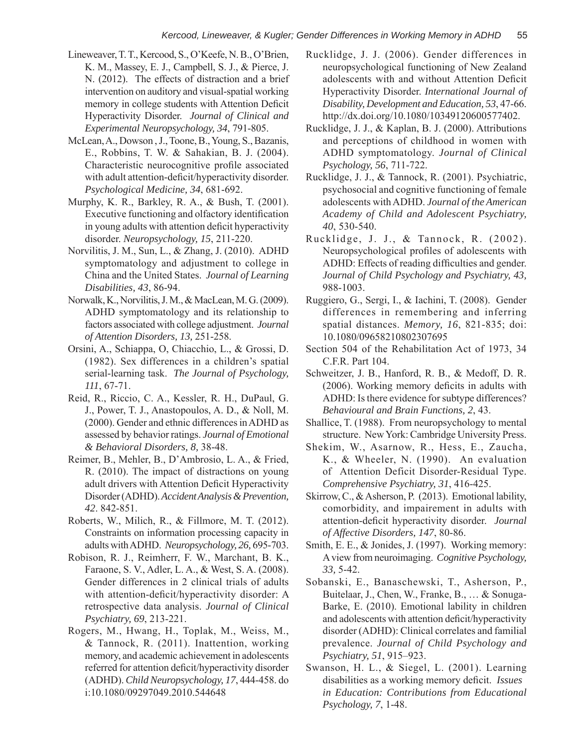Lineweaver, T. T., Kercood, S., O'Keefe, N. B., O'Brien, K. M., Massey, E. J., Campbell, S. J., & Pierce, J. N. (2012). The effects of distraction and a brief intervention on auditory and visual-spatial working memory in college students with Attention Deficit Hyperactivity Disorder. *Journal of Clinical and Experimental Neuropsychology, 34*, 791-805.

McLean, A., Dowson , J., Toone, B., Young, S., Bazanis, E., Robbins, T. W. & Sahakian, B. J. (2004). Characteristic neurocognitive profile associated with adult attention-deficit/hyperactivity disorder. *Psychological Medicine, 34*, 681-692.

Murphy, K. R., Barkley, R. A., & Bush, T. (2001). Executive functioning and olfactory identification in young adults with attention deficit hyperactivity disorder. *Neuropsychology, 15*, 211-220.

Norvilitis, J. M., Sun, L., & Zhang, J. (2010). ADHD symptomatology and adjustment to college in China and the United States. *Journal of Learning Disabilities, 43*, 86-94.

Norwalk, K., Norvilitis, J. M., & MacLean, M. G. (2009). ADHD symptomatology and its relationship to factors associated with college adjustment. *Journal of Attention Disorders, 13,* 251-258.

Orsini, A., Schiappa, O, Chiacchio, L., & Grossi, D. (1982). Sex differences in a children's spatial serial-learning task. *The Journal of Psychology, 111*, 67-71.

Reid, R., Riccio, C. A., Kessler, R. H., DuPaul, G. J., Power, T. J., Anastopoulos, A. D., & Noll, M. (2000). Gender and ethnic differences in ADHD as assessed by behavior ratings. *Journal of Emotional & Behavioral Disorders, 8,* 38-48.

Reimer, B., Mehler, B., D'Ambrosio, L. A., & Fried, R. (2010). The impact of distractions on young adult drivers with Attention Deficit Hyperactivity Disorder (ADHD). *Accident Analysis & Prevention, 42*. 842-851.

Roberts, W., Milich, R., & Fillmore, M. T. (2012). Constraints on information processing capacity in adults with ADHD. *Neuropsychology, 26,* 695-703.

Robison, R. J., Reimherr, F. W., Marchant, B. K., Faraone, S. V., Adler, L. A., & West, S. A. (2008). Gender differences in 2 clinical trials of adults with attention-deficit/hyperactivity disorder: A retrospective data analysis. *Journal of Clinical Psychiatry, 69*, 213-221.

Rogers, M., Hwang, H., Toplak, M., Weiss, M., & Tannock, R. (2011). Inattention, working memory, and academic achievement in adolescents referred for attention deficit/hyperactivity disorder (ADHD). *Child Neuropsychology, 17*, 444-458. doi:10.1080/09297049.2010.544648

Rucklidge, J. J. (2006). Gender differences in neuropsychological functioning of New Zealand adolescents with and without Attention Deficit Hyperactivity Disorder. *International Journal of Disability, Development and Education, 53*, 47-66. http://dx.doi.org/10.1080/10349120600577402.

Rucklidge, J. J., & Kaplan, B. J. (2000). Attributions and perceptions of childhood in women with ADHD symptomatology. *Journal of Clinical Psychology, 56*, 711-722.

Rucklidge, J. J., & Tannock, R. (2001). Psychiatric, psychosocial and cognitive functioning of female adolescents with ADHD. *Journal of the American Academy of Child and Adolescent Psychiatry, 40*, 530-540.

Rucklidge, J. J., & Tannock, R. (2002). Neuropsychological profiles of adolescents with ADHD: Effects of reading difficulties and gender. *Journal of Child Psychology and Psychiatry, 43,* 988-1003.

Ruggiero, G., Sergi, I., & Iachini, T. (2008). Gender differences in remembering and inferring spatial distances. *Memory, 16*, 821-835; doi: 10.1080/09658210802307695

Section 504 of the Rehabilitation Act of 1973, 34 C.F.R. Part 104.

Schweitzer, J. B., Hanford, R. B., & Medoff, D. R. (2006). Working memory deficits in adults with ADHD: Is there evidence for subtype differences? *Behavioural and Brain Functions, 2*, 43.

Shallice, T. (1988). From neuropsychology to mental structure. New York: Cambridge University Press.

Shekim, W., Asarnow, R., Hess, E., Zaucha, K., & Wheeler, N. (1990). An evaluation of Attention Deficit Disorder-Residual Type. *Comprehensive Psychiatry, 31*, 416-425.

Skirrow, C., & Asherson, P. (2013). Emotional lability, comorbidity, and impairement in adults with attention-deficit hyperactivity disorder. *Journal of Affective Disorders, 147*, 80-86.

Smith, E. E., & Jonides, J. (1997). Working memory: A view from neuroimaging. *Cognitive Psychology, 33,* 5-42.

Sobanski, E., Banaschewski, T., Asherson, P., Buitelaar, J., Chen, W., Franke, B., … & Sonuga-Barke, E. (2010). Emotional lability in children and adolescents with attention deficit/hyperactivity disorder (ADHD): Clinical correlates and familial prevalence. *Journal of Child Psychology and Psychiatry, 51*, 915–923.

Swanson, H. L., & Siegel, L. (2001). Learning disabilities as a working memory deficit. *Issues in Education: Contributions from Educational Psychology, 7*, 1-48.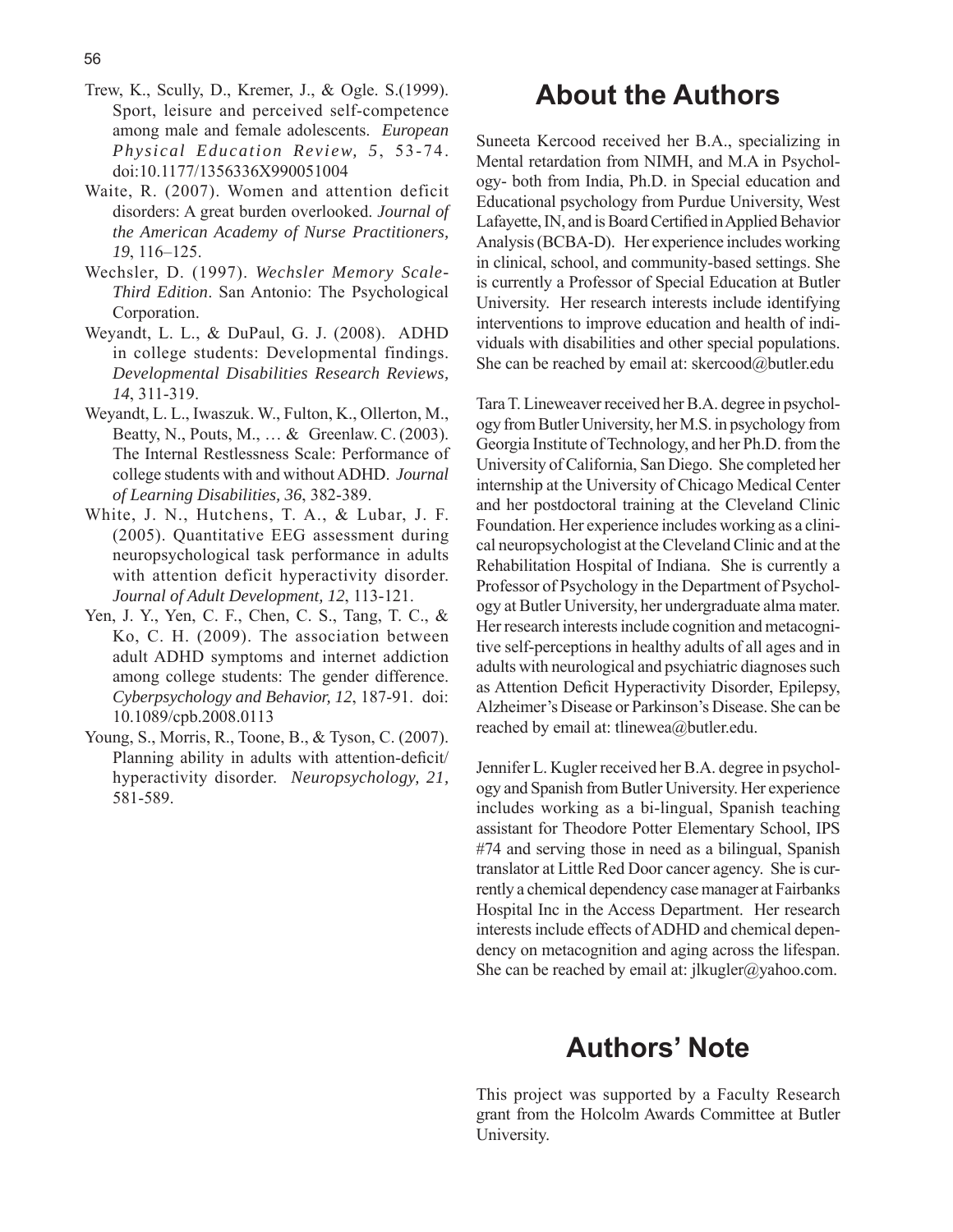Trew, K., Scully, D., Kremer, J., & Ogle. S.(1999). Sport, leisure and perceived self-competence among male and female adolescents. *European Physical Education Review, 5*, 53-74. doi:10.1177/1356336X990051004

Waite, R. (2007). Women and attention deficit disorders: A great burden overlooked. *Journal of the American Academy of Nurse Practitioners, 19*, 116–125.

Wechsler, D. (1997). *Wechsler Memory Scale-Third Edition*. San Antonio: The Psychological Corporation.

Weyandt, L. L., & DuPaul, G. J. (2008). ADHD in college students: Developmental findings. *Developmental Disabilities Research Reviews, 14*, 311-319.

Weyandt, L. L., Iwaszuk. W., Fulton, K., Ollerton, M., Beatty, N., Pouts, M., … & Greenlaw. C. (2003). The Internal Restlessness Scale: Performance of college students with and without ADHD. *Journal of Learning Disabilities, 36*, 382-389.

White, J. N., Hutchens, T. A., & Lubar, J. F. (2005). Quantitative EEG assessment during neuropsychological task performance in adults with attention deficit hyperactivity disorder. *Journal of Adult Development, 12*, 113-121.

Yen, J. Y., Yen, C. F., Chen, C. S., Tang, T. C., & Ko, C. H. (2009). The association between adult ADHD symptoms and internet addiction among college students: The gender difference. *Cyberpsychology and Behavior, 12*, 187-91. doi: 10.1089/cpb.2008.0113

Young, S., Morris, R., Toone, B., & Tyson, C. (2007). Planning ability in adults with attention-deficit/hyperactivity disorder. *Neuropsychology, 21,* 581-589.

# About the Authors

Suneeta Kercood received her B.A., specializing in Mental retardation from NIMH, and M.A in Psychology- both from India, Ph.D. in Special education and Educational psychology from Purdue University, West Lafayette, IN, and is Board Certified in Applied Behavior Analysis (BCBA-D). Her experience includes working in clinical, school, and community-based settings. She is currently a Professor of Special Education at Butler University. Her research interests include identifying interventions to improve education and health of individuals with disabilities and other special populations. She can be reached by email at: skercood@butler.edu

Tara T. Lineweaver received her B.A. degree in psychology from Butler University, her M.S. in psychology from Georgia Institute of Technology, and her Ph.D. from the University of California, San Diego. She completed her internship at the University of Chicago Medical Center and her postdoctoral training at the Cleveland Clinic Foundation. Her experience includes working as a clinical neuropsychologist at the Cleveland Clinic and at the Rehabilitation Hospital of Indiana. She is currently a Professor of Psychology in the Department of Psychology at Butler University, her undergraduate alma mater. Her research interests include cognition and metacognitive self-perceptions in healthy adults of all ages and in adults with neurological and psychiatric diagnoses such as Attention Deficit Hyperactivity Disorder, Epilepsy, Alzheimer's Disease or Parkinson's Disease. She can be reached by email at: tlinewea@butler.edu.

Jennifer L. Kugler received her B.A. degree in psychology and Spanish from Butler University. Her experience includes working as a bi-lingual, Spanish teaching assistant for Theodore Potter Elementary School, IPS #74 and serving those in need as a bilingual, Spanish translator at Little Red Door cancer agency. She is currently a chemical dependency case manager at Fairbanks Hospital Inc in the Access Department. Her research interests include effects of ADHD and chemical dependency on metacognition and aging across the lifespan. She can be reached by email at: jlkugler@yahoo.com.

# Authors' Note

This project was supported by a Faculty Research grant from the Holcolm Awards Committee at Butler University.